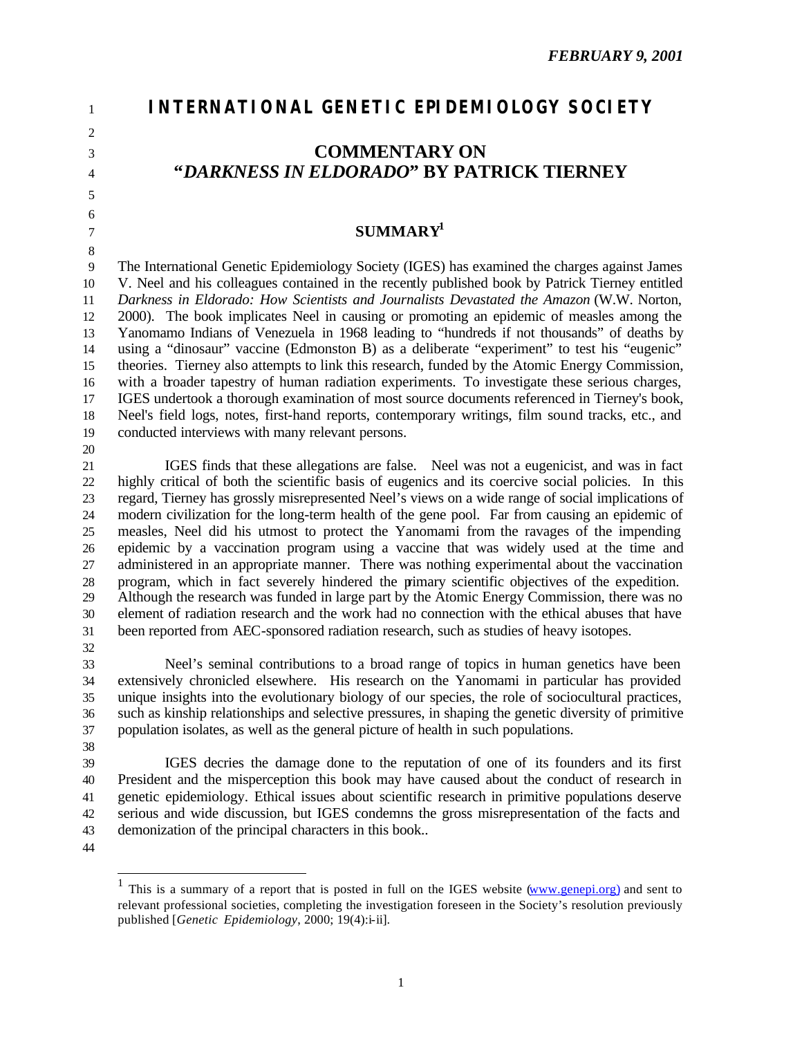FEBRUARY 9, 2001

# INTERNATIONAL GENETIC EPIDEMIOLOGY SOCIETY

## COMMENTARY ON "*DARKNESS IN ELDORADO*" BY PATRICK TIERNEY

### SUMMARY[1]

The International Genetic Epidemiology Society (IGES) has examined the charges against James V. Neel and his colleagues contained in the recently published book by Patrick Tierney entitled *Darkness in Eldorado: How Scientists and Journalists Devastated the Amazon* (W.W. Norton, 2000). The book implicates Neel in causing or promoting an epidemic of measles among the Yanomamo Indians of Venezuela in 1968 leading to "hundreds if not thousands" of deaths by using a "dinosaur" vaccine (Edmonston B) as a deliberate "experiment" to test his "eugenic" theories. Tierney also attempts to link this research, funded by the Atomic Energy Commission, with a broader tapestry of human radiation experiments. To investigate these serious charges, IGES undertook a thorough examination of most source documents referenced in Tierney's book, Neel's field logs, notes, first-hand reports, contemporary writings, film sound tracks, etc., and conducted interviews with many relevant persons.

IGES finds that these allegations are false. Neel was not a eugenicist, and was in fact highly critical of both the scientific basis of eugenics and its coercive social policies. In this regard, Tierney has grossly misrepresented Neel's views on a wide range of social implications of modern civilization for the long-term health of the gene pool. Far from causing an epidemic of measles, Neel did his utmost to protect the Yanomami from the ravages of the impending epidemic by a vaccination program using a vaccine that was widely used at the time and administered in an appropriate manner. There was nothing experimental about the vaccination program, which in fact severely hindered the primary scientific objectives of the expedition. Although the research was funded in large part by the Atomic Energy Commission, there was no element of radiation research and the work had no connection with the ethical abuses that have been reported from AEC-sponsored radiation research, such as studies of heavy isotopes.

Neel's seminal contributions to a broad range of topics in human genetics have been extensively chronicled elsewhere. His research on the Yanomami in particular has provided unique insights into the evolutionary biology of our species, the role of sociocultural practices, such as kinship relationships and selective pressures, in shaping the genetic diversity of primitive population isolates, as well as the general picture of health in such populations.

IGES decries the damage done to the reputation of one of its founders and its first President and the misperception this book may have caused about the conduct of research in genetic epidemiology. Ethical issues about scientific research in primitive populations deserve serious and wide discussion, but IGES condemns the gross misrepresentation of the facts and demonization of the principal characters in this book..

---

[1] This is a summary of a report that is posted in full on the IGES website (www.genepi.org) and sent to relevant professional societies, completing the investigation foreseen in the Society's resolution previously published [*Genetic Epidemiology*, 2000; 19(4):i-ii].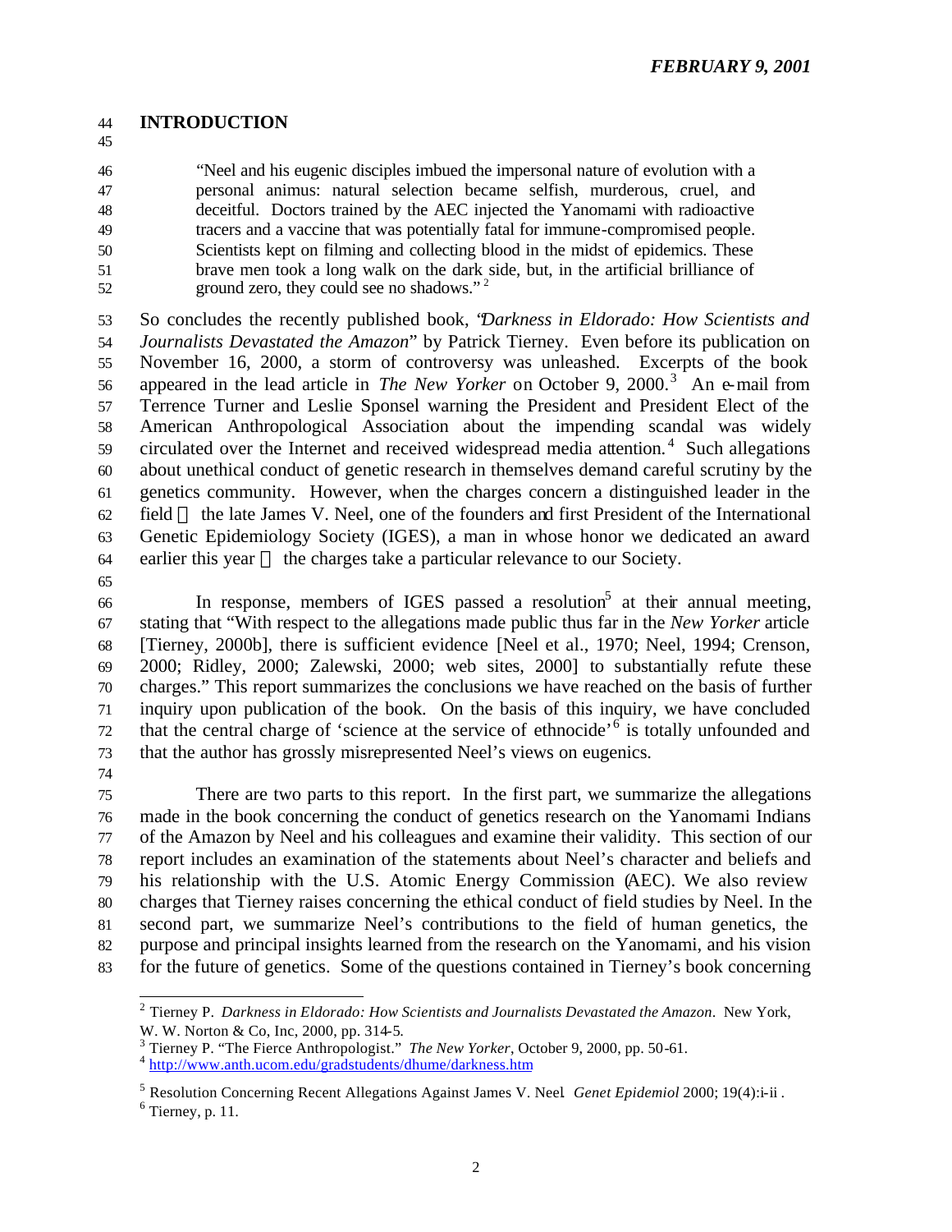## INTRODUCTION

> "Neel and his eugenic disciples imbued the impersonal nature of evolution with a personal animus: natural selection became selfish, murderous, cruel, and deceitful. Doctors trained by the AEC injected the Yanomami with radioactive tracers and a vaccine that was potentially fatal for immune-compromised people. Scientists kept on filming and collecting blood in the midst of epidemics. These brave men took a long walk on the dark side, but, in the artificial brilliance of ground zero, they could see no shadows."[2]

So concludes the recently published book, "*Darkness in Eldorado: How Scientists and Journalists Devastated the Amazon*" by Patrick Tierney. Even before its publication on November 16, 2000, a storm of controversy was unleashed. Excerpts of the book appeared in the lead article in *The New Yorker* on October 9, 2000.[3] An e-mail from Terrence Turner and Leslie Sponsel warning the President and President Elect of the American Anthropological Association about the impending scandal was widely circulated over the Internet and received widespread media attention.[4] Such allegations about unethical conduct of genetic research in themselves demand careful scrutiny by the genetics community. However, when the charges concern a distinguished leader in the field — the late James V. Neel, one of the founders and first President of the International Genetic Epidemiology Society (IGES), a man in whose honor we dedicated an award earlier this year — the charges take a particular relevance to our Society.

In response, members of IGES passed a resolution[5] at their annual meeting, stating that "With respect to the allegations made public thus far in the *New Yorker* article [Tierney, 2000b], there is sufficient evidence [Neel et al., 1970; Neel, 1994; Crenson, 2000; Ridley, 2000; Zalewski, 2000; web sites, 2000] to substantially refute these charges." This report summarizes the conclusions we have reached on the basis of further inquiry upon publication of the book. On the basis of this inquiry, we have concluded that the central charge of 'science at the service of ethnocide'[6] is totally unfounded and that the author has grossly misrepresented Neel's views on eugenics.

There are two parts to this report. In the first part, we summarize the allegations made in the book concerning the conduct of genetics research on the Yanomami Indians of the Amazon by Neel and his colleagues and examine their validity. This section of our report includes an examination of the statements about Neel's character and beliefs and his relationship with the U.S. Atomic Energy Commission (AEC). We also review charges that Tierney raises concerning the ethical conduct of field studies by Neel. In the second part, we summarize Neel's contributions to the field of human genetics, the purpose and principal insights learned from the research on the Yanomami, and his vision for the future of genetics. Some of the questions contained in Tierney's book concerning

---

[2] Tierney P. *Darkness in Eldorado: How Scientists and Journalists Devastated the Amazon*. New York, W. W. Norton & Co, Inc, 2000, pp. 314-5.

[3] Tierney P. "The Fierce Anthropologist." *The New Yorker*, October 9, 2000, pp. 50-61.

[4] http://www.anth.ucom.edu/gradstudents/dhume/darkness.htm

[5] Resolution Concerning Recent Allegations Against James V. Neel. *Genet Epidemiol* 2000; 19(4):i-ii .

[6] Tierney, p. 11.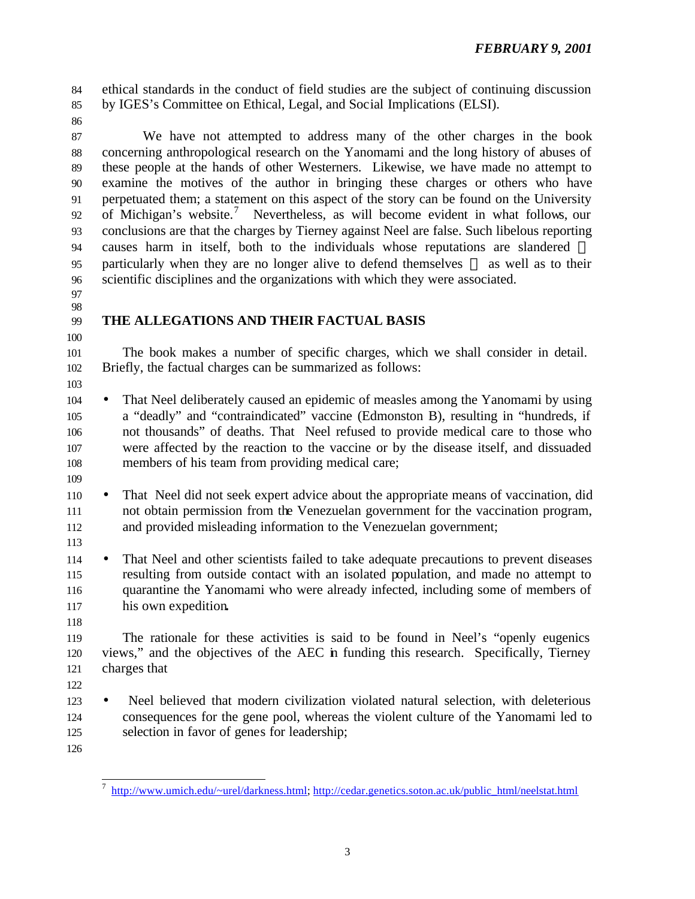ethical standards in the conduct of field studies are the subject of continuing discussion by IGES's Committee on Ethical, Legal, and Social Implications (ELSI).

We have not attempted to address many of the other charges in the book concerning anthropological research on the Yanomami and the long history of abuses of these people at the hands of other Westerners. Likewise, we have made no attempt to examine the motives of the author in bringing these charges or others who have perpetuated them; a statement on this aspect of the story can be found on the University of Michigan's website.[7] Nevertheless, as will become evident in what follows, our conclusions are that the charges by Tierney against Neel are false. Such libelous reporting causes harm in itself, both to the individuals whose reputations are slandered — particularly when they are no longer alive to defend themselves — as well as to their scientific disciplines and the organizations with which they were associated.

## THE ALLEGATIONS AND THEIR FACTUAL BASIS

The book makes a number of specific charges, which we shall consider in detail. Briefly, the factual charges can be summarized as follows:

- That Neel deliberately caused an epidemic of measles among the Yanomami by using a "deadly" and "contraindicated" vaccine (Edmonston B), resulting in "hundreds, if not thousands" of deaths. That Neel refused to provide medical care to those who were affected by the reaction to the vaccine or by the disease itself, and dissuaded members of his team from providing medical care;

- That Neel did not seek expert advice about the appropriate means of vaccination, did not obtain permission from the Venezuelan government for the vaccination program, and provided misleading information to the Venezuelan government;

- That Neel and other scientists failed to take adequate precautions to prevent diseases resulting from outside contact with an isolated population, and made no attempt to quarantine the Yanomami who were already infected, including some of members of his own expedition.

The rationale for these activities is said to be found in Neel's "openly eugenics views," and the objectives of the AEC in funding this research. Specifically, Tierney charges that

- Neel believed that modern civilization violated natural selection, with deleterious consequences for the gene pool, whereas the violent culture of the Yanomami led to selection in favor of genes for leadership;

[7] http://www.umich.edu/~urel/darkness.html; http://cedar.genetics.soton.ac.uk/public_html/neelstat.html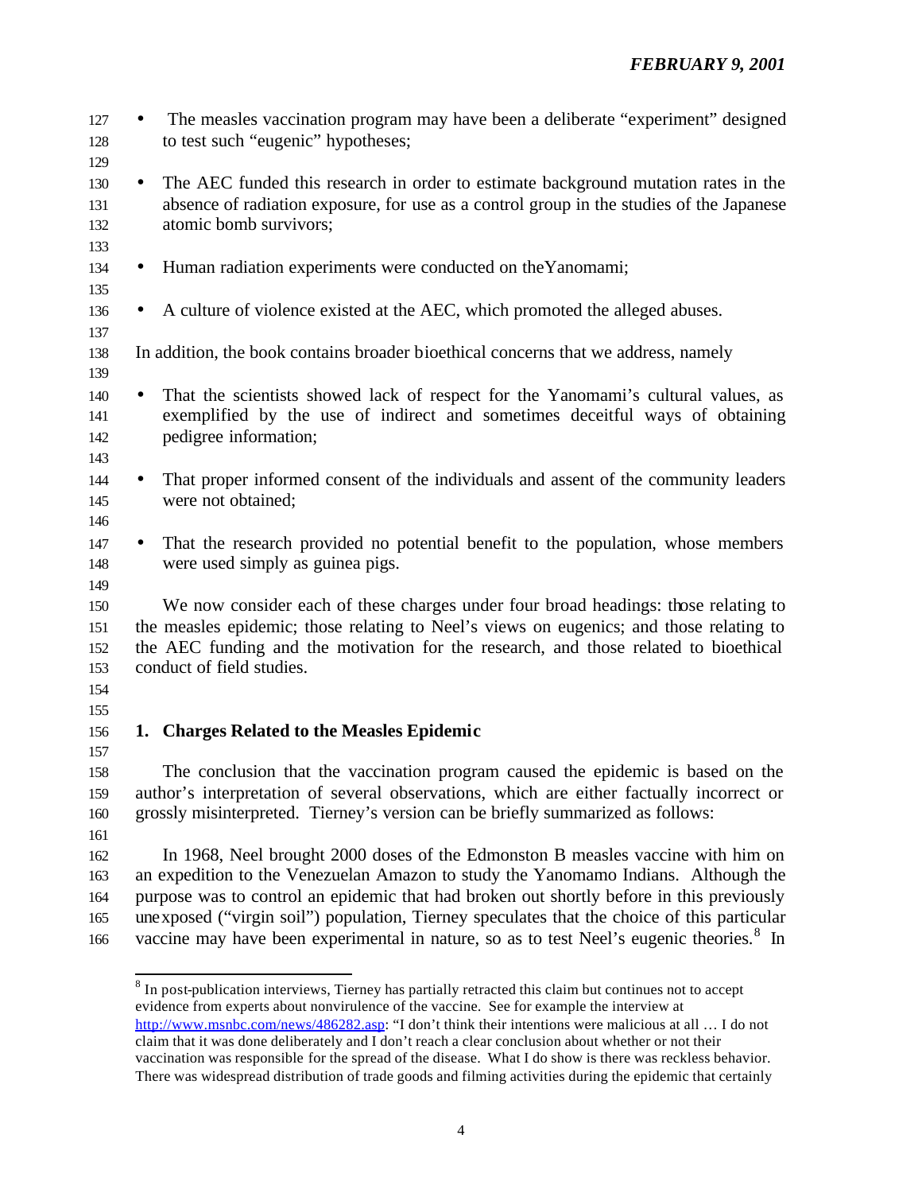- The measles vaccination program may have been a deliberate "experiment" designed to test such "eugenic" hypotheses;

- The AEC funded this research in order to estimate background mutation rates in the absence of radiation exposure, for use as a control group in the studies of the Japanese atomic bomb survivors;

- Human radiation experiments were conducted on the Yanomami;

- A culture of violence existed at the AEC, which promoted the alleged abuses.

In addition, the book contains broader bioethical concerns that we address, namely

- That the scientists showed lack of respect for the Yanomami's cultural values, as exemplified by the use of indirect and sometimes deceitful ways of obtaining pedigree information;

- That proper informed consent of the individuals and assent of the community leaders were not obtained;

- That the research provided no potential benefit to the population, whose members were used simply as guinea pigs.

We now consider each of these charges under four broad headings: those relating to the measles epidemic; those relating to Neel's views on eugenics; and those relating to the AEC funding and the motivation for the research, and those related to bioethical conduct of field studies.

## 1. Charges Related to the Measles Epidemic

The conclusion that the vaccination program caused the epidemic is based on the author's interpretation of several observations, which are either factually incorrect or grossly misinterpreted. Tierney's version can be briefly summarized as follows:

In 1968, Neel brought 2000 doses of the Edmonston B measles vaccine with him on an expedition to the Venezuelan Amazon to study the Yanomamo Indians. Although the purpose was to control an epidemic that had broken out shortly before in this previously unexposed ("virgin soil") population, Tierney speculates that the choice of this particular vaccine may have been experimental in nature, so as to test Neel's eugenic theories.[8] In

[8] In post-publication interviews, Tierney has partially retracted this claim but continues not to accept evidence from experts about nonvirulence of the vaccine. See for example the interview at http://www.msnbc.com/news/486282.asp: "I don't think their intentions were malicious at all … I do not claim that it was done deliberately and I don't reach a clear conclusion about whether or not their vaccination was responsible for the spread of the disease. What I do show is there was reckless behavior. There was widespread distribution of trade goods and filming activities during the epidemic that certainly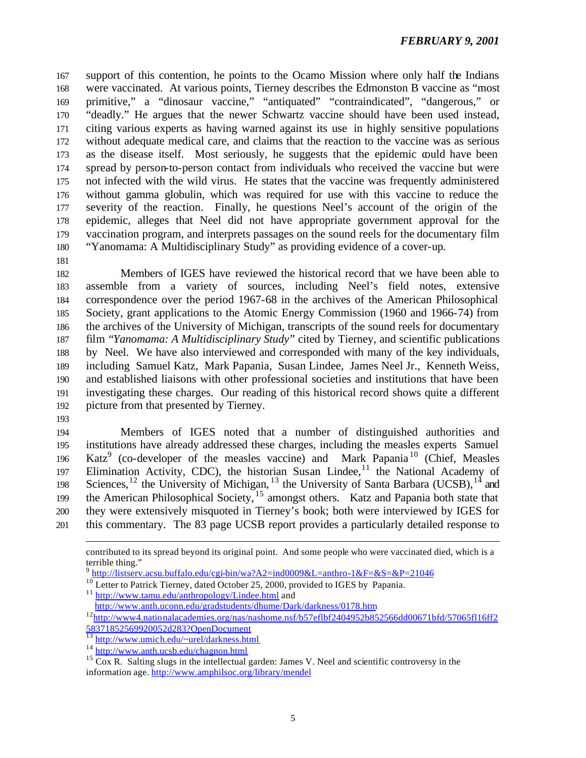support of this contention, he points to the Ocamo Mission where only half the Indians were vaccinated. At various points, Tierney describes the Edmonston B vaccine as "most primitive," a "dinosaur vaccine," "antiquated" "contraindicated", "dangerous," or "deadly." He argues that the newer Schwartz vaccine should have been used instead, citing various experts as having warned against its use in highly sensitive populations without adequate medical care, and claims that the reaction to the vaccine was as serious as the disease itself. Most seriously, he suggests that the epidemic could have been spread by person-to-person contact from individuals who received the vaccine but were not infected with the wild virus. He states that the vaccine was frequently administered without gamma globulin, which was required for use with this vaccine to reduce the severity of the reaction. Finally, he questions Neel's account of the origin of the epidemic, alleges that Neel did not have appropriate government approval for the vaccination program, and interprets passages on the sound reels for the documentary film "Yanomama: A Multidisciplinary Study" as providing evidence of a cover-up.

Members of IGES have reviewed the historical record that we have been able to assemble from a variety of sources, including Neel's field notes, extensive correspondence over the period 1967-68 in the archives of the American Philosophical Society, grant applications to the Atomic Energy Commission (1960 and 1966-74) from the archives of the University of Michigan, transcripts of the sound reels for documentary film "*Yanomama: A Multidisciplinary Study*" cited by Tierney, and scientific publications by Neel. We have also interviewed and corresponded with many of the key individuals, including Samuel Katz, Mark Papania, Susan Lindee, James Neel Jr., Kenneth Weiss, and established liaisons with other professional societies and institutions that have been investigating these charges. Our reading of this historical record shows quite a different picture from that presented by Tierney.

Members of IGES noted that a number of distinguished authorities and institutions have already addressed these charges, including the measles experts Samuel Katz[9] (co-developer of the measles vaccine) and Mark Papania[10] (Chief, Measles Elimination Activity, CDC), the historian Susan Lindee,[11] the National Academy of Sciences,[12] the University of Michigan,[13] the University of Santa Barbara (UCSB),[14] and the American Philosophical Society,[15] amongst others. Katz and Papania both state that they were extensively misquoted in Tierney's book; both were interviewed by IGES for this commentary. The 83 page UCSB report provides a particularly detailed response to

---

contributed to its spread beyond its original point. And some people who were vaccinated died, which is a terrible thing."

[9] http://listserv.acsu.buffalo.edu/cgi-bin/wa?A2=ind0009&L=anthro-1&F=&S=&P=21046

[10] Letter to Patrick Tierney, dated October 25, 2000, provided to IGES by Papania.

[11] http://www.tamu.edu/anthropology/Lindee.html and http://www.anth.uconn.edu/gradstudents/dhume/Dark/darkness/0178.htm

[12] http://www4.nationalacademies.org/nas/nashome.nsf/b57eflbf2404952b852566dd00671bfd/57065fl16ff258371852569920052d283?OpenDocument

[13] http://www.umich.edu/~urel/darkness.html

[14] http://www.anth.ucsb.edu/chagnon.html

[15] Cox R. Salting slugs in the intellectual garden: James V. Neel and scientific controversy in the information age. http://www.amphilsoc.org/library/mendel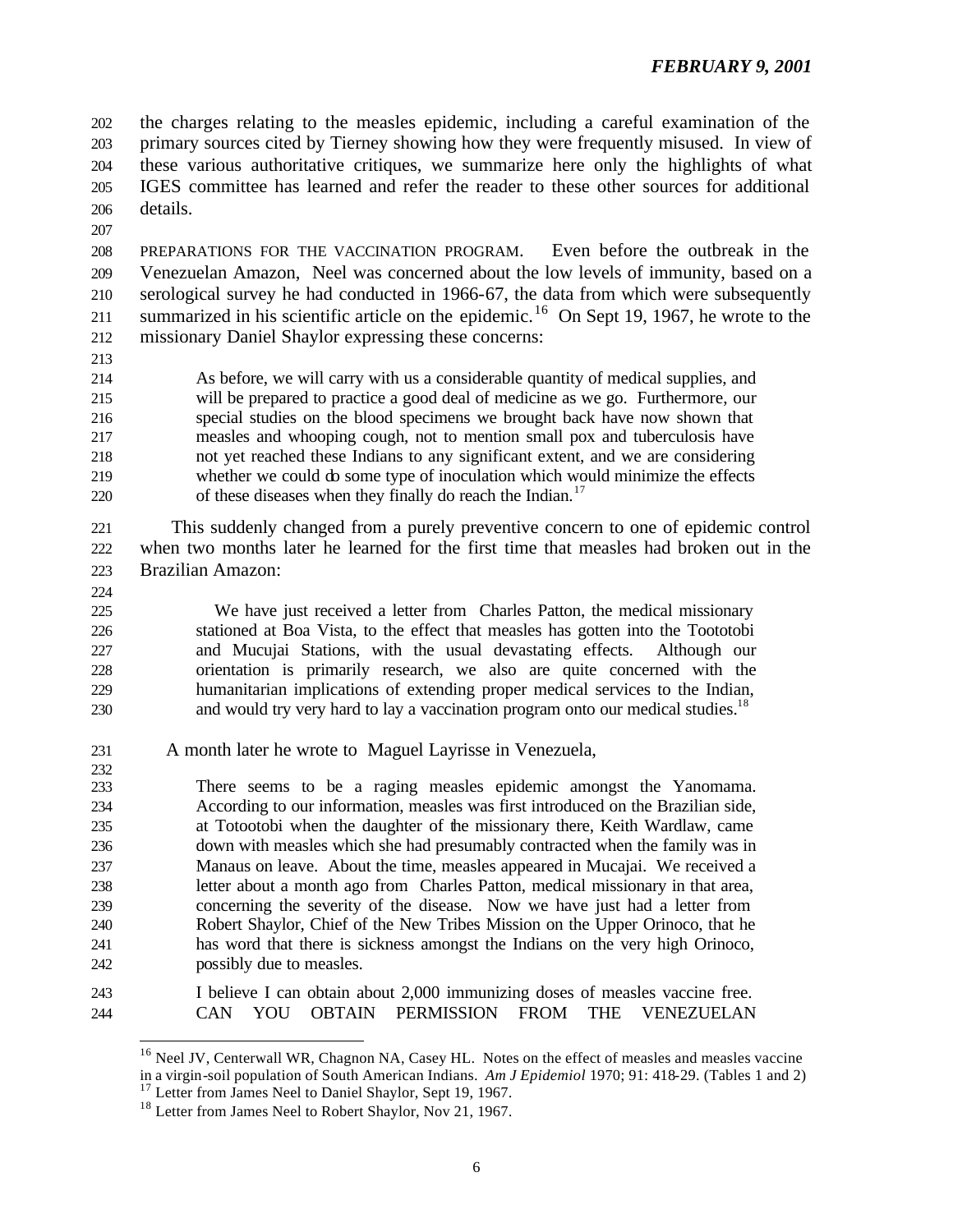the charges relating to the measles epidemic, including a careful examination of the primary sources cited by Tierney showing how they were frequently misused. In view of these various authoritative critiques, we summarize here only the highlights of what IGES committee has learned and refer the reader to these other sources for additional details.

PREPARATIONS FOR THE VACCINATION PROGRAM. Even before the outbreak in the Venezuelan Amazon, Neel was concerned about the low levels of immunity, based on a serological survey he had conducted in 1966-67, the data from which were subsequently summarized in his scientific article on the epidemic.[16] On Sept 19, 1967, he wrote to the missionary Daniel Shaylor expressing these concerns:

> As before, we will carry with us a considerable quantity of medical supplies, and will be prepared to practice a good deal of medicine as we go. Furthermore, our special studies on the blood specimens we brought back have now shown that measles and whooping cough, not to mention small pox and tuberculosis have not yet reached these Indians to any significant extent, and we are considering whether we could do some type of inoculation which would minimize the effects of these diseases when they finally do reach the Indian.[17]

This suddenly changed from a purely preventive concern to one of epidemic control when two months later he learned for the first time that measles had broken out in the Brazilian Amazon:

> We have just received a letter from Charles Patton, the medical missionary stationed at Boa Vista, to the effect that measles has gotten into the Toototobi and Mucujai Stations, with the usual devastating effects. Although our orientation is primarily research, we also are quite concerned with the humanitarian implications of extending proper medical services to the Indian, and would try very hard to lay a vaccination program onto our medical studies.[18]

A month later he wrote to Maguel Layrisse in Venezuela,

> There seems to be a raging measles epidemic amongst the Yanomama. According to our information, measles was first introduced on the Brazilian side, at Totootobi when the daughter of the missionary there, Keith Wardlaw, came down with measles which she had presumably contracted when the family was in Manaus on leave. About the time, measles appeared in Mucajai. We received a letter about a month ago from Charles Patton, medical missionary in that area, concerning the severity of the disease. Now we have just had a letter from Robert Shaylor, Chief of the New Tribes Mission on the Upper Orinoco, that he has word that there is sickness amongst the Indians on the very high Orinoco, possibly due to measles.
>
> I believe I can obtain about 2,000 immunizing doses of measles vaccine free. CAN YOU OBTAIN PERMISSION FROM THE VENEZUELAN

[16] Neel JV, Centerwall WR, Chagnon NA, Casey HL. Notes on the effect of measles and measles vaccine in a virgin-soil population of South American Indians. *Am J Epidemiol* 1970; 91: 418-29. (Tables 1 and 2)

[17] Letter from James Neel to Daniel Shaylor, Sept 19, 1967.

[18] Letter from James Neel to Robert Shaylor, Nov 21, 1967.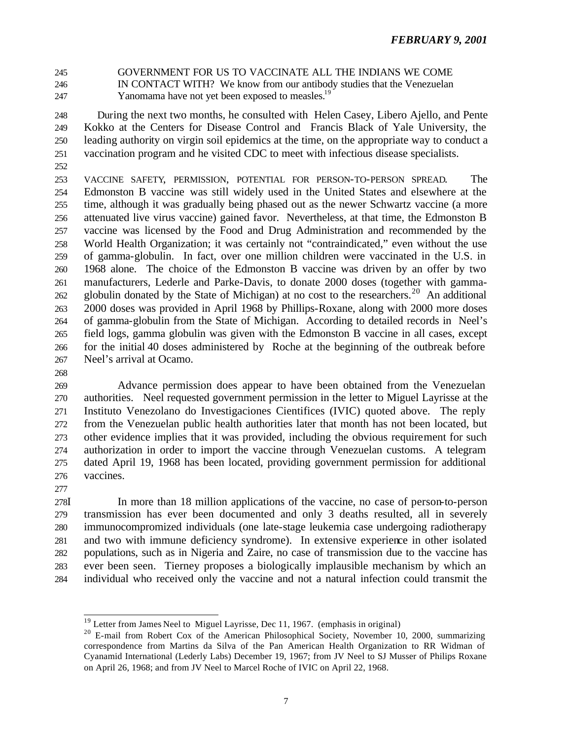GOVERNMENT FOR US TO VACCINATE ALL THE INDIANS WE COME IN CONTACT WITH? We know from our antibody studies that the Venezuelan Yanomama have not yet been exposed to measles.[19]

During the next two months, he consulted with Helen Casey, Libero Ajello, and Pente Kokko at the Centers for Disease Control and Francis Black of Yale University, the leading authority on virgin soil epidemics at the time, on the appropriate way to conduct a vaccination program and he visited CDC to meet with infectious disease specialists.

VACCINE SAFETY, PERMISSION, POTENTIAL FOR PERSON-TO-PERSON SPREAD. The Edmonston B vaccine was still widely used in the United States and elsewhere at the time, although it was gradually being phased out as the newer Schwartz vaccine (a more attenuated live virus vaccine) gained favor. Nevertheless, at that time, the Edmonston B vaccine was licensed by the Food and Drug Administration and recommended by the World Health Organization; it was certainly not "contraindicated," even without the use of gamma-globulin. In fact, over one million children were vaccinated in the U.S. in 1968 alone. The choice of the Edmonston B vaccine was driven by an offer by two manufacturers, Lederle and Parke-Davis, to donate 2000 doses (together with gamma-globulin donated by the State of Michigan) at no cost to the researchers.[20] An additional 2000 doses was provided in April 1968 by Phillips-Roxane, along with 2000 more doses of gamma-globulin from the State of Michigan. According to detailed records in Neel's field logs, gamma globulin was given with the Edmonston B vaccine in all cases, except for the initial 40 doses administered by Roche at the beginning of the outbreak before Neel's arrival at Ocamo.

Advance permission does appear to have been obtained from the Venezuelan authorities. Neel requested government permission in the letter to Miguel Layrisse at the Instituto Venezolano do Investigaciones Cientifices (IVIC) quoted above. The reply from the Venezuelan public health authorities later that month has not been located, but other evidence implies that it was provided, including the obvious requirement for such authorization in order to import the vaccine through Venezuelan customs. A telegram dated April 19, 1968 has been located, providing government permission for additional vaccines.

In more than 18 million applications of the vaccine, no case of person-to-person transmission has ever been documented and only 3 deaths resulted, all in severely immunocompromized individuals (one late-stage leukemia case undergoing radiotherapy and two with immune deficiency syndrome). In extensive experience in other isolated populations, such as in Nigeria and Zaire, no case of transmission due to the vaccine has ever been seen. Tierney proposes a biologically implausible mechanism by which an individual who received only the vaccine and not a natural infection could transmit the

---

[19] Letter from James Neel to Miguel Layrisse, Dec 11, 1967. (emphasis in original)

[20] E-mail from Robert Cox of the American Philosophical Society, November 10, 2000, summarizing correspondence from Martins da Silva of the Pan American Health Organization to RR Widman of Cyanamid International (Lederly Labs) December 19, 1967; from JV Neel to SJ Musser of Philips Roxane on April 26, 1968; and from JV Neel to Marcel Roche of IVIC on April 22, 1968.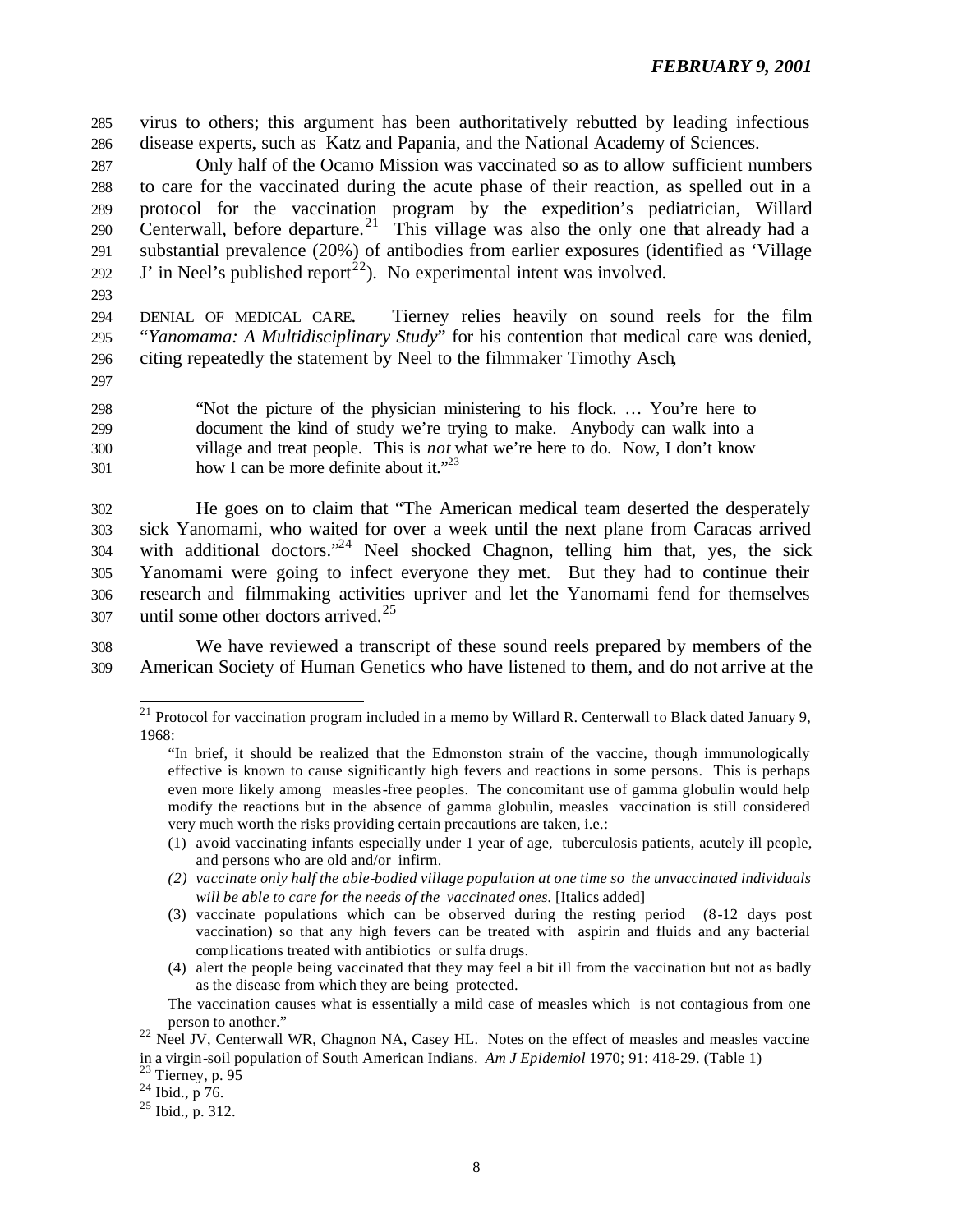virus to others; this argument has been authoritatively rebutted by leading infectious disease experts, such as Katz and Papania, and the National Academy of Sciences.

Only half of the Ocamo Mission was vaccinated so as to allow sufficient numbers to care for the vaccinated during the acute phase of their reaction, as spelled out in a protocol for the vaccination program by the expedition's pediatrician, Willard Centerwall, before departure.[21] This village was also the only one that already had a substantial prevalence (20%) of antibodies from earlier exposures (identified as 'Village J' in Neel's published report[22]). No experimental intent was involved.

DENIAL OF MEDICAL CARE. Tierney relies heavily on sound reels for the film "*Yanomama: A Multidisciplinary Study*" for his contention that medical care was denied, citing repeatedly the statement by Neel to the filmmaker Timothy Asch,

> "Not the picture of the physician ministering to his flock. … You're here to document the kind of study we're trying to make. Anybody can walk into a village and treat people. This is *not* what we're here to do. Now, I don't know how I can be more definite about it."[23]

He goes on to claim that "The American medical team deserted the desperately sick Yanomami, who waited for over a week until the next plane from Caracas arrived with additional doctors."[24] Neel shocked Chagnon, telling him that, yes, the sick Yanomami were going to infect everyone they met. But they had to continue their research and filmmaking activities upriver and let the Yanomami fend for themselves until some other doctors arrived.[25]

We have reviewed a transcript of these sound reels prepared by members of the American Society of Human Genetics who have listened to them, and do not arrive at the

---

[21] Protocol for vaccination program included in a memo by Willard R. Centerwall to Black dated January 9, 1968:

> "In brief, it should be realized that the Edmonston strain of the vaccine, though immunologically effective is known to cause significantly high fevers and reactions in some persons. This is perhaps even more likely among measles-free peoples. The concomitant use of gamma globulin would help modify the reactions but in the absence of gamma globulin, measles vaccination is still considered very much worth the risks providing certain precautions are taken, i.e.:
>
> (1) avoid vaccinating infants especially under 1 year of age, tuberculosis patients, acutely ill people, and persons who are old and/or infirm.
> *(2) vaccinate only half the able-bodied village population at one time so the unvaccinated individuals will be able to care for the needs of the vaccinated ones.* [Italics added]
> (3) vaccinate populations which can be observed during the resting period (8-12 days post vaccination) so that any high fevers can be treated with aspirin and fluids and any bacterial complications treated with antibiotics or sulfa drugs.
> (4) alert the people being vaccinated that they may feel a bit ill from the vaccination but not as badly as the disease from which they are being protected.
>
> The vaccination causes what is essentially a mild case of measles which is not contagious from one person to another."

[22] Neel JV, Centerwall WR, Chagnon NA, Casey HL. Notes on the effect of measles and measles vaccine in a virgin-soil population of South American Indians. *Am J Epidemiol* 1970; 91: 418-29. (Table 1)

[23] Tierney, p. 95

[24] Ibid., p 76.

[25] Ibid., p. 312.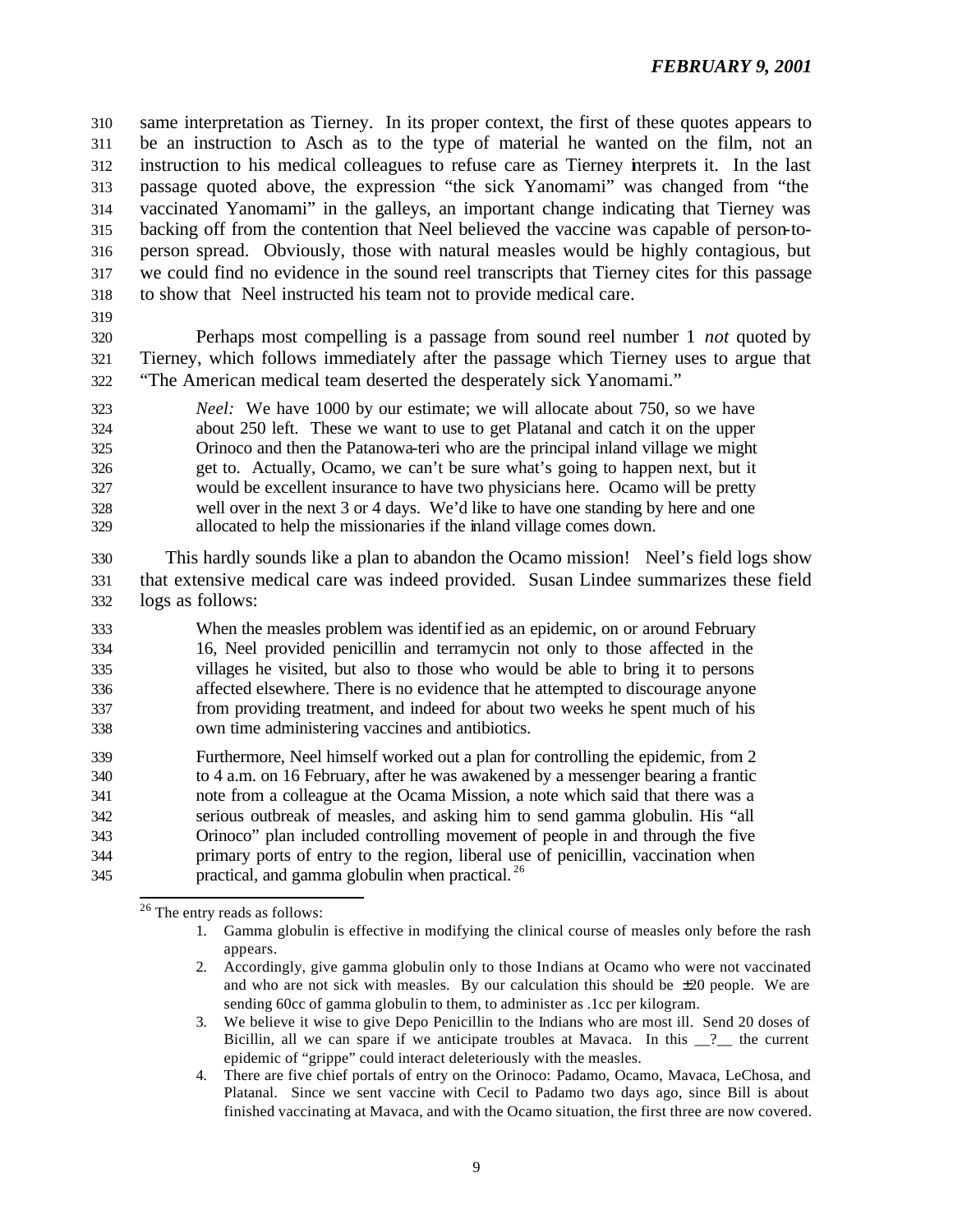same interpretation as Tierney. In its proper context, the first of these quotes appears to be an instruction to Asch as to the type of material he wanted on the film, not an instruction to his medical colleagues to refuse care as Tierney interprets it. In the last passage quoted above, the expression "the sick Yanomami" was changed from "the vaccinated Yanomami" in the galleys, an important change indicating that Tierney was backing off from the contention that Neel believed the vaccine was capable of person-to-person spread. Obviously, those with natural measles would be highly contagious, but we could find no evidence in the sound reel transcripts that Tierney cites for this passage to show that Neel instructed his team not to provide medical care.

Perhaps most compelling is a passage from sound reel number 1 *not* quoted by Tierney, which follows immediately after the passage which Tierney uses to argue that "The American medical team deserted the desperately sick Yanomami."

> *Neel:* We have 1000 by our estimate; we will allocate about 750, so we have about 250 left. These we want to use to get Platanal and catch it on the upper Orinoco and then the Patanowa-teri who are the principal inland village we might get to. Actually, Ocamo, we can't be sure what's going to happen next, but it would be excellent insurance to have two physicians here. Ocamo will be pretty well over in the next 3 or 4 days. We'd like to have one standing by here and one allocated to help the missionaries if the inland village comes down.

This hardly sounds like a plan to abandon the Ocamo mission! Neel's field logs show that extensive medical care was indeed provided. Susan Lindee summarizes these field logs as follows:

> When the measles problem was identified as an epidemic, on or around February 16, Neel provided penicillin and terramycin not only to those affected in the villages he visited, but also to those who would be able to bring it to persons affected elsewhere. There is no evidence that he attempted to discourage anyone from providing treatment, and indeed for about two weeks he spent much of his own time administering vaccines and antibiotics.
>
> Furthermore, Neel himself worked out a plan for controlling the epidemic, from 2 to 4 a.m. on 16 February, after he was awakened by a messenger bearing a frantic note from a colleague at the Ocama Mission, a note which said that there was a serious outbreak of measles, and asking him to send gamma globulin. His "all Orinoco" plan included controlling movement of people in and through the five primary ports of entry to the region, liberal use of penicillin, vaccination when practical, and gamma globulin when practical.[26]

---

[26] The entry reads as follows:

1. Gamma globulin is effective in modifying the clinical course of measles only before the rash appears.
2. Accordingly, give gamma globulin only to those Indians at Ocamo who were not vaccinated and who are not sick with measles. By our calculation this should be ±20 people. We are sending 60cc of gamma globulin to them, to administer as .1cc per kilogram.
3. We believe it wise to give Depo Penicillin to the Indians who are most ill. Send 20 doses of Bicillin, all we can spare if we anticipate troubles at Mavaca. In this __?__ the current epidemic of "grippe" could interact deleteriously with the measles.
4. There are five chief portals of entry on the Orinoco: Padamo, Ocamo, Mavaca, LeChosa, and Platanal. Since we sent vaccine with Cecil to Padamo two days ago, since Bill is about finished vaccinating at Mavaca, and with the Ocamo situation, the first three are now covered.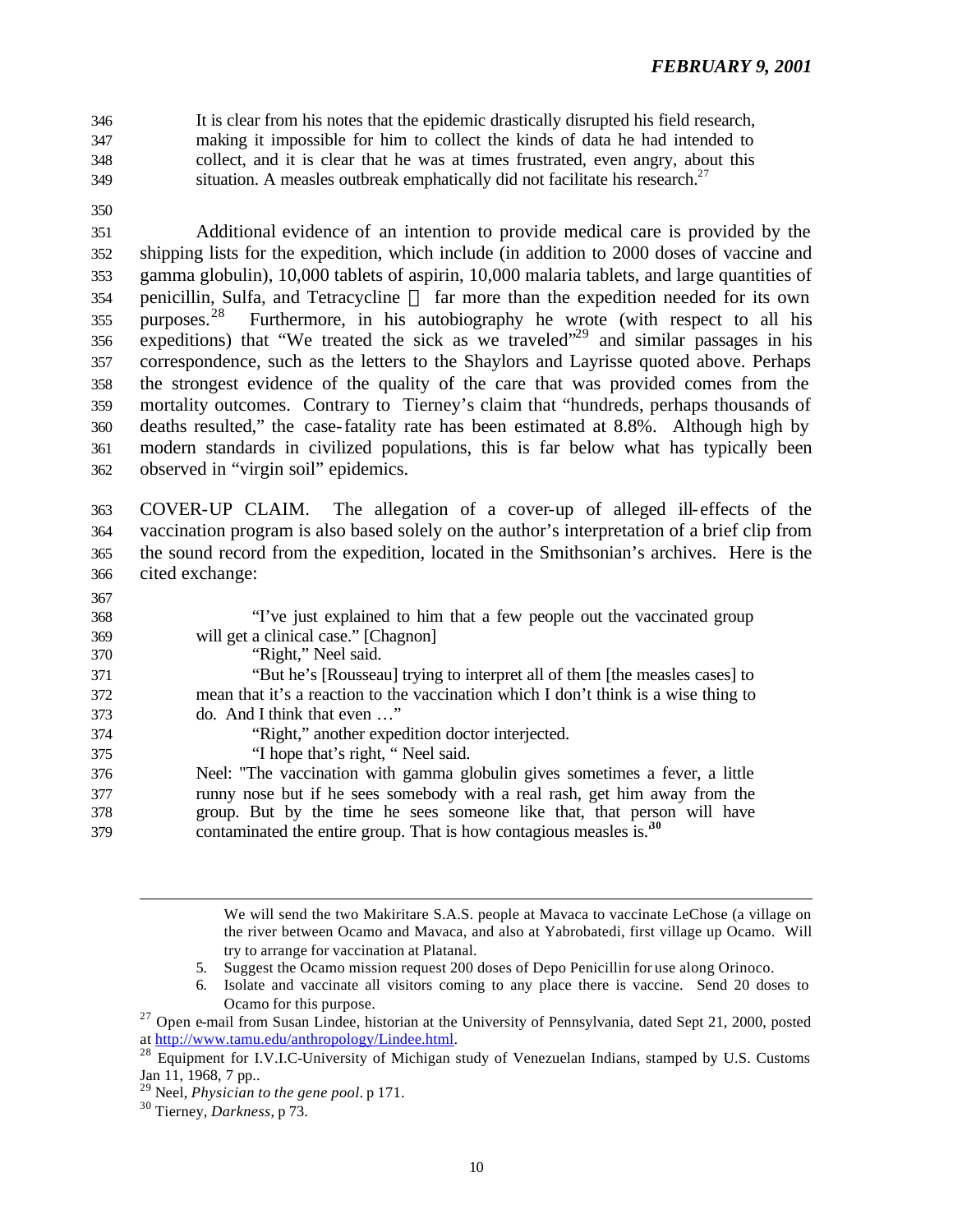It is clear from his notes that the epidemic drastically disrupted his field research, making it impossible for him to collect the kinds of data he had intended to collect, and it is clear that he was at times frustrated, even angry, about this situation. A measles outbreak emphatically did not facilitate his research.[27]

Additional evidence of an intention to provide medical care is provided by the shipping lists for the expedition, which include (in addition to 2000 doses of vaccine and gamma globulin), 10,000 tablets of aspirin, 10,000 malaria tablets, and large quantities of penicillin, Sulfa, and Tetracycline — far more than the expedition needed for its own purposes.[28] Furthermore, in his autobiography he wrote (with respect to all his expeditions) that "We treated the sick as we traveled"[29] and similar passages in his correspondence, such as the letters to the Shaylors and Layrisse quoted above. Perhaps the strongest evidence of the quality of the care that was provided comes from the mortality outcomes. Contrary to Tierney's claim that "hundreds, perhaps thousands of deaths resulted," the case-fatality rate has been estimated at 8.8%. Although high by modern standards in civilized populations, this is far below what has typically been observed in "virgin soil" epidemics.

COVER-UP CLAIM. The allegation of a cover-up of alleged ill-effects of the vaccination program is also based solely on the author's interpretation of a brief clip from the sound record from the expedition, located in the Smithsonian's archives. Here is the cited exchange:

> "I've just explained to him that a few people out the vaccinated group will get a clinical case." [Chagnon]
>
> "Right," Neel said.
>
> "But he's [Rousseau] trying to interpret all of them [the measles cases] to mean that it's a reaction to the vaccination which I don't think is a wise thing to do. And I think that even …"
>
> "Right," another expedition doctor interjected.
>
> "I hope that's right, " Neel said.
>
> Neel: "The vaccination with gamma globulin gives sometimes a fever, a little runny nose but if he sees somebody with a real rash, get him away from the group. But by the time he sees someone like that, that person will have contaminated the entire group. That is how contagious measles is.[30]

---

We will send the two Makiritare S.A.S. people at Mavaca to vaccinate LeChose (a village on the river between Ocamo and Mavaca, and also at Yabrobatedi, first village up Ocamo. Will try to arrange for vaccination at Platanal.

5. Suggest the Ocamo mission request 200 doses of Depo Penicillin for use along Orinoco.
6. Isolate and vaccinate all visitors coming to any place there is vaccine. Send 20 doses to Ocamo for this purpose.

[27] Open e-mail from Susan Lindee, historian at the University of Pennsylvania, dated Sept 21, 2000, posted at http://www.tamu.edu/anthropology/Lindee.html.

[28] Equipment for I.V.I.C-University of Michigan study of Venezuelan Indians, stamped by U.S. Customs Jan 11, 1968, 7 pp..

[29] Neel, *Physician to the gene pool*. p 171.

[30] Tierney, *Darkness*, p 73.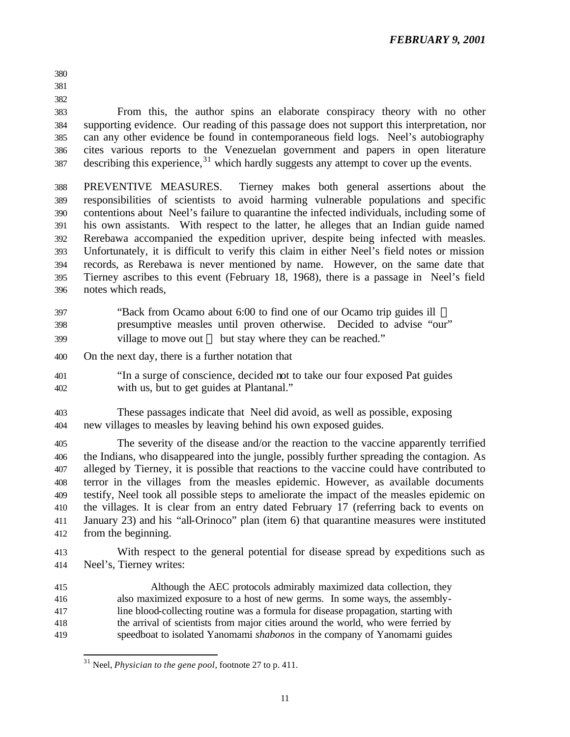From this, the author spins an elaborate conspiracy theory with no other supporting evidence. Our reading of this passage does not support this interpretation, nor can any other evidence be found in contemporaneous field logs. Neel's autobiography cites various reports to the Venezuelan government and papers in open literature describing this experience,[31] which hardly suggests any attempt to cover up the events.

PREVENTIVE MEASURES. Tierney makes both general assertions about the responsibilities of scientists to avoid harming vulnerable populations and specific contentions about Neel's failure to quarantine the infected individuals, including some of his own assistants. With respect to the latter, he alleges that an Indian guide named Rerebawa accompanied the expedition upriver, despite being infected with measles. Unfortunately, it is difficult to verify this claim in either Neel's field notes or mission records, as Rerebawa is never mentioned by name. However, on the same date that Tierney ascribes to this event (February 18, 1968), there is a passage in Neel's field notes which reads,

> "Back from Ocamo about 6:00 to find one of our Ocamo trip guides ill  presumptive measles until proven otherwise. Decided to advise "our" village to move out  but stay where they can be reached."

On the next day, there is a further notation that

> "In a surge of conscience, decided not to take our four exposed Pat guides with us, but to get guides at Plantanal."

These passages indicate that Neel did avoid, as well as possible, exposing new villages to measles by leaving behind his own exposed guides.

The severity of the disease and/or the reaction to the vaccine apparently terrified the Indians, who disappeared into the jungle, possibly further spreading the contagion. As alleged by Tierney, it is possible that reactions to the vaccine could have contributed to terror in the villages from the measles epidemic. However, as available documents testify, Neel took all possible steps to ameliorate the impact of the measles epidemic on the villages. It is clear from an entry dated February 17 (referring back to events on January 23) and his "all-Orinoco" plan (item 6) that quarantine measures were instituted from the beginning.

With respect to the general potential for disease spread by expeditions such as Neel's, Tierney writes:

> Although the AEC protocols admirably maximized data collection, they also maximized exposure to a host of new germs. In some ways, the assembly-line blood-collecting routine was a formula for disease propagation, starting with the arrival of scientists from major cities around the world, who were ferried by speedboat to isolated Yanomami *shabonos* in the company of Yanomami guides

---

[31] Neel, *Physician to the gene pool*, footnote 27 to p. 411.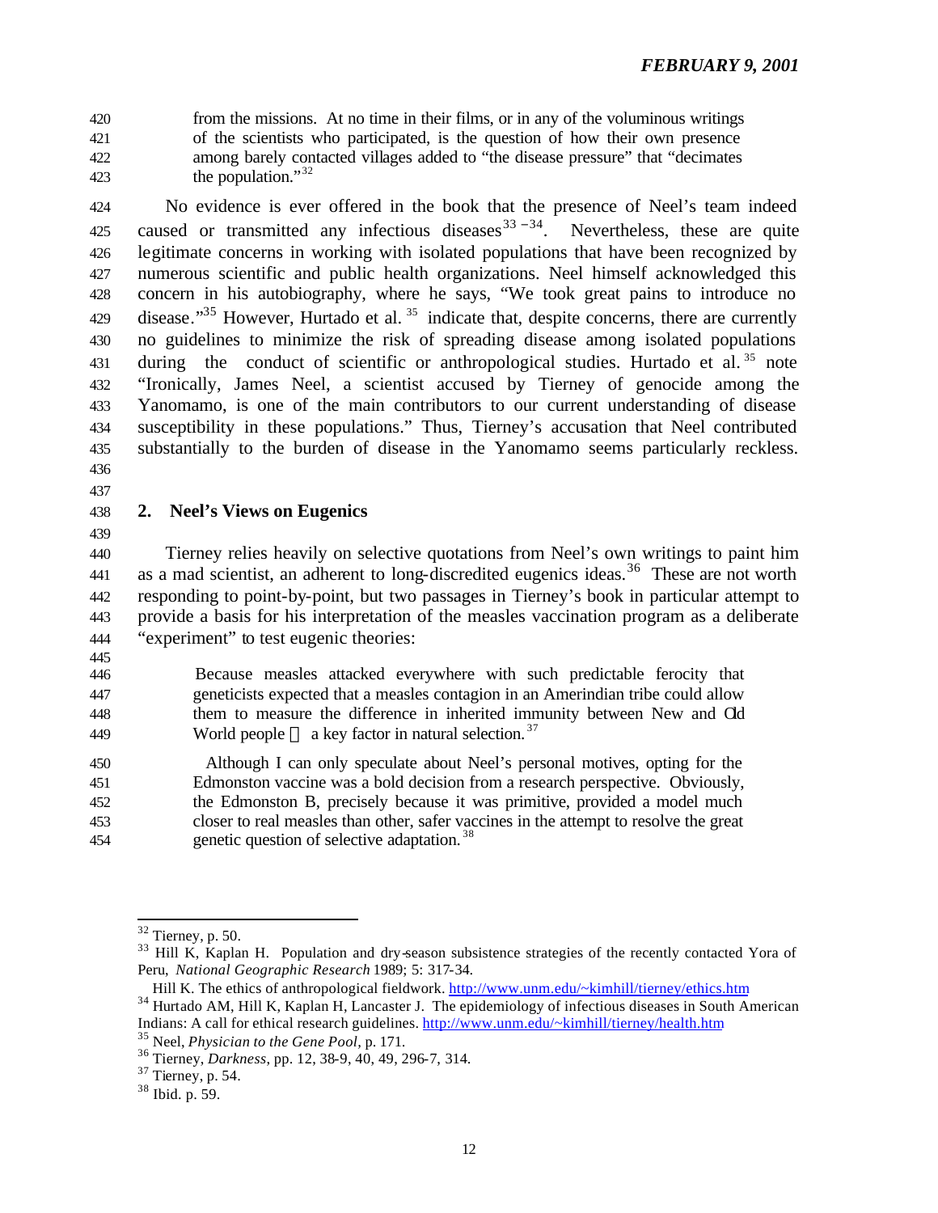> from the missions. At no time in their films, or in any of the voluminous writings of the scientists who participated, is the question of how their own presence among barely contacted villages added to "the disease pressure" that "decimates the population."[32]

No evidence is ever offered in the book that the presence of Neel's team indeed caused or transmitted any infectious diseases[33-34]. Nevertheless, these are quite legitimate concerns in working with isolated populations that have been recognized by numerous scientific and public health organizations. Neel himself acknowledged this concern in his autobiography, where he says, "We took great pains to introduce no disease."[35] However, Hurtado et al. [35] indicate that, despite concerns, there are currently no guidelines to minimize the risk of spreading disease among isolated populations during the conduct of scientific or anthropological studies. Hurtado et al. [35] note "Ironically, James Neel, a scientist accused by Tierney of genocide among the Yanomamo, is one of the main contributors to our current understanding of disease susceptibility in these populations." Thus, Tierney's accusation that Neel contributed substantially to the burden of disease in the Yanomamo seems particularly reckless.

## 2. Neel's Views on Eugenics

Tierney relies heavily on selective quotations from Neel's own writings to paint him as a mad scientist, an adherent to long-discredited eugenics ideas.[36] These are not worth responding to point-by-point, but two passages in Tierney's book in particular attempt to provide a basis for his interpretation of the measles vaccination program as a deliberate "experiment" to test eugenic theories:

> Because measles attacked everywhere with such predictable ferocity that geneticists expected that a measles contagion in an Amerindian tribe could allow them to measure the difference in inherited immunity between New and Old World people — a key factor in natural selection.[37]

> Although I can only speculate about Neel's personal motives, opting for the Edmonston vaccine was a bold decision from a research perspective. Obviously, the Edmonston B, precisely because it was primitive, provided a model much closer to real measles than other, safer vaccines in the attempt to resolve the great genetic question of selective adaptation.[38]

---

[32] Tierney, p. 50.

[33] Hill K, Kaplan H. Population and dry-season subsistence strategies of the recently contacted Yora of Peru, *National Geographic Research* 1989; 5: 317-34.
Hill K. The ethics of anthropological fieldwork. http://www.unm.edu/~kimhill/tierney/ethics.htm

[34] Hurtado AM, Hill K, Kaplan H, Lancaster J. The epidemiology of infectious diseases in South American Indians: A call for ethical research guidelines. http://www.unm.edu/~kimhill/tierney/health.htm

[35] Neel, *Physician to the Gene Pool*, p. 171.

[36] Tierney, *Darkness*, pp. 12, 38-9, 40, 49, 296-7, 314.

[37] Tierney, p. 54.

[38] Ibid. p. 59.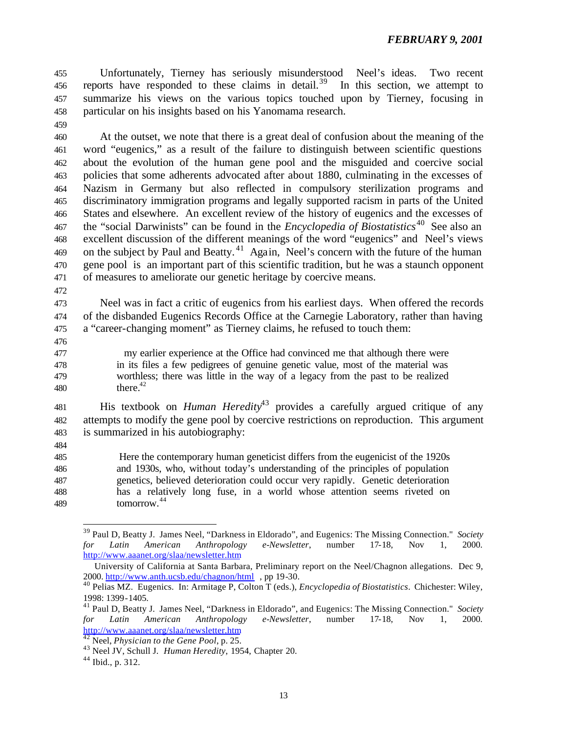Unfortunately, Tierney has seriously misunderstood Neel's ideas. Two recent reports have responded to these claims in detail.[39] In this section, we attempt to summarize his views on the various topics touched upon by Tierney, focusing in particular on his insights based on his Yanomama research.

At the outset, we note that there is a great deal of confusion about the meaning of the word "eugenics," as a result of the failure to distinguish between scientific questions about the evolution of the human gene pool and the misguided and coercive social policies that some adherents advocated after about 1880, culminating in the excesses of Nazism in Germany but also reflected in compulsory sterilization programs and discriminatory immigration programs and legally supported racism in parts of the United States and elsewhere. An excellent review of the history of eugenics and the excesses of the "social Darwinists" can be found in the *Encyclopedia of Biostatistics*[40] See also an excellent discussion of the different meanings of the word "eugenics" and Neel's views on the subject by Paul and Beatty.[41] Again, Neel's concern with the future of the human gene pool is an important part of this scientific tradition, but he was a staunch opponent of measures to ameliorate our genetic heritage by coercive means.

Neel was in fact a critic of eugenics from his earliest days. When offered the records of the disbanded Eugenics Records Office at the Carnegie Laboratory, rather than having a "career-changing moment" as Tierney claims, he refused to touch them:

> my earlier experience at the Office had convinced me that although there were in its files a few pedigrees of genuine genetic value, most of the material was worthless; there was little in the way of a legacy from the past to be realized there.[42]

His textbook on *Human Heredity*[43] provides a carefully argued critique of any attempts to modify the gene pool by coercive restrictions on reproduction. This argument is summarized in his autobiography:

> Here the contemporary human geneticist differs from the eugenicist of the 1920s and 1930s, who, without today's understanding of the principles of population genetics, believed deterioration could occur very rapidly. Genetic deterioration has a relatively long fuse, in a world whose attention seems riveted on tomorrow.[44]

---

[39] Paul D, Beatty J. James Neel, "Darkness in Eldorado", and Eugenics: The Missing Connection." *Society for Latin American Anthropology e-Newsletter*, number 17-18, Nov 1, 2000. http://www.aaanet.org/slaa/newsletter.htm

University of California at Santa Barbara, Preliminary report on the Neel/Chagnon allegations. Dec 9, 2000. http://www.anth.ucsb.edu/chagnon/html , pp 19-30.

[40] Pelias MZ. Eugenics. In: Armitage P, Colton T (eds.), *Encyclopedia of Biostatistics*. Chichester: Wiley, 1998: 1399-1405.

[41] Paul D, Beatty J. James Neel, "Darkness in Eldorado", and Eugenics: The Missing Connection." *Society for Latin American Anthropology e-Newsletter*, number 17-18, Nov 1, 2000. http://www.aaanet.org/slaa/newsletter.htm

[42] Neel, *Physician to the Gene Pool*, p. 25.

[43] Neel JV, Schull J. *Human Heredity*, 1954, Chapter 20.

[44] Ibid., p. 312.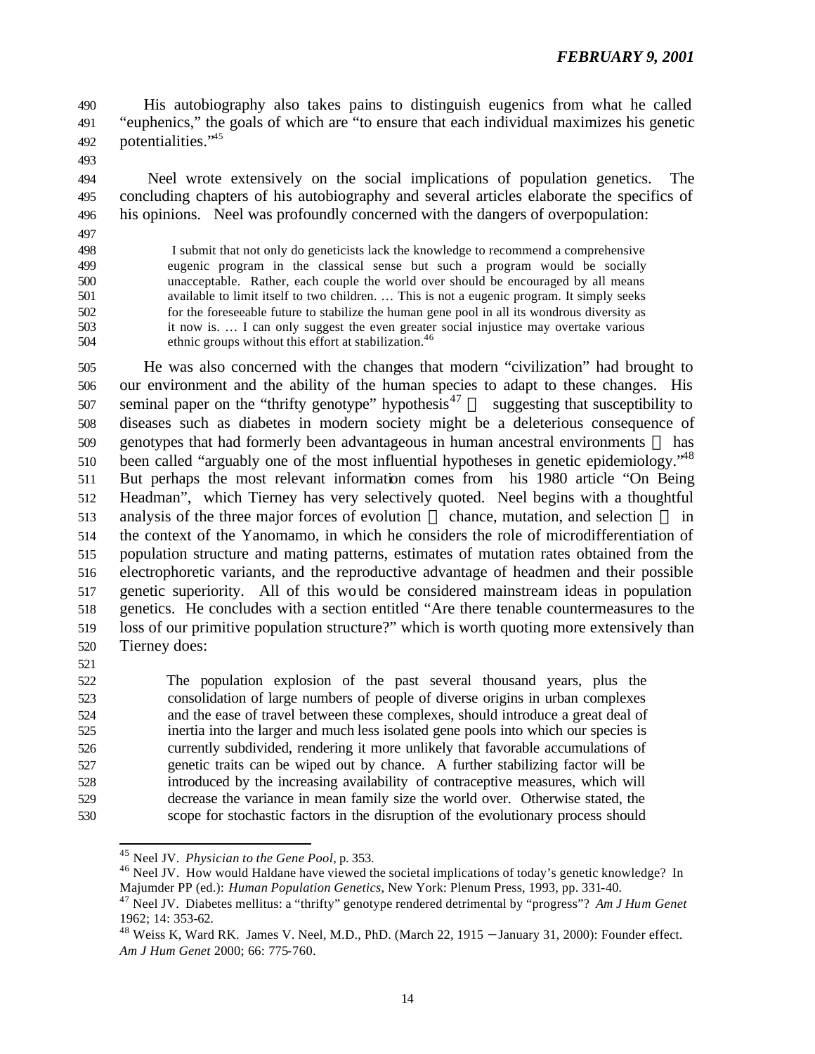His autobiography also takes pains to distinguish eugenics from what he called "euphenics," the goals of which are "to ensure that each individual maximizes his genetic potentialities."[45]

Neel wrote extensively on the social implications of population genetics. The concluding chapters of his autobiography and several articles elaborate the specifics of his opinions. Neel was profoundly concerned with the dangers of overpopulation:

> I submit that not only do geneticists lack the knowledge to recommend a comprehensive eugenic program in the classical sense but such a program would be socially unacceptable. Rather, each couple the world over should be encouraged by all means available to limit itself to two children. … This is not a eugenic program. It simply seeks for the foreseeable future to stabilize the human gene pool in all its wondrous diversity as it now is. … I can only suggest the even greater social injustice may overtake various ethnic groups without this effort at stabilization.[46]

He was also concerned with the changes that modern "civilization" had brought to our environment and the ability of the human species to adapt to these changes. His seminal paper on the "thrifty genotype" hypothesis[47] — suggesting that susceptibility to diseases such as diabetes in modern society might be a deleterious consequence of genotypes that had formerly been advantageous in human ancestral environments — has been called "arguably one of the most influential hypotheses in genetic epidemiology."[48] But perhaps the most relevant information comes from his 1980 article "On Being Headman", which Tierney has very selectively quoted. Neel begins with a thoughtful analysis of the three major forces of evolution — chance, mutation, and selection — in the context of the Yanomamo, in which he considers the role of microdifferentiation of population structure and mating patterns, estimates of mutation rates obtained from the electrophoretic variants, and the reproductive advantage of headmen and their possible genetic superiority. All of this would be considered mainstream ideas in population genetics. He concludes with a section entitled "Are there tenable countermeasures to the loss of our primitive population structure?" which is worth quoting more extensively than Tierney does:

> The population explosion of the past several thousand years, plus the consolidation of large numbers of people of diverse origins in urban complexes and the ease of travel between these complexes, should introduce a great deal of inertia into the larger and much less isolated gene pools into which our species is currently subdivided, rendering it more unlikely that favorable accumulations of genetic traits can be wiped out by chance. A further stabilizing factor will be introduced by the increasing availability of contraceptive measures, which will decrease the variance in mean family size the world over. Otherwise stated, the scope for stochastic factors in the disruption of the evolutionary process should

---

[45] Neel JV. *Physician to the Gene Pool*, p. 353.

[46] Neel JV. How would Haldane have viewed the societal implications of today's genetic knowledge? In Majumder PP (ed.): *Human Population Genetics*, New York: Plenum Press, 1993, pp. 331-40.

[47] Neel JV. Diabetes mellitus: a "thrifty" genotype rendered detrimental by "progress"? *Am J Hum Genet* 1962; 14: 353-62.

[48] Weiss K, Ward RK. James V. Neel, M.D., PhD. (March 22, 1915 – January 31, 2000): Founder effect. *Am J Hum Genet* 2000; 66: 775-760.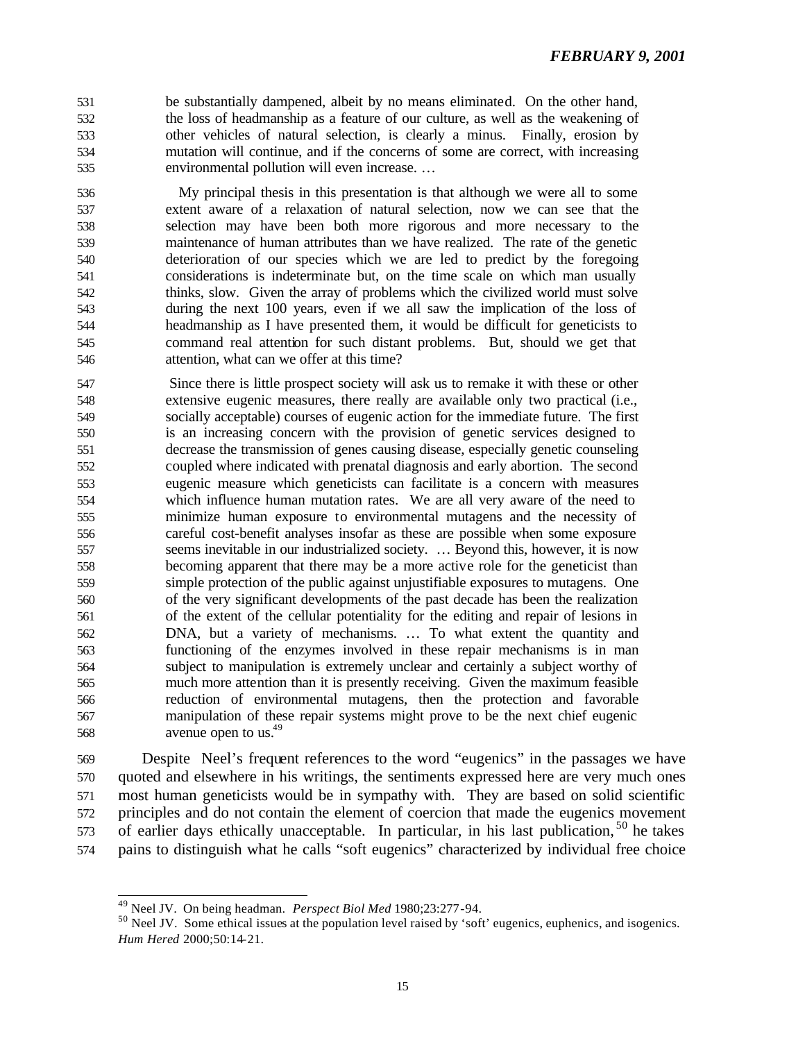be substantially dampened, albeit by no means eliminated. On the other hand, the loss of headmanship as a feature of our culture, as well as the weakening of other vehicles of natural selection, is clearly a minus. Finally, erosion by mutation will continue, and if the concerns of some are correct, with increasing environmental pollution will even increase. …

> My principal thesis in this presentation is that although we were all to some extent aware of a relaxation of natural selection, now we can see that the selection may have been both more rigorous and more necessary to the maintenance of human attributes than we have realized. The rate of the genetic deterioration of our species which we are led to predict by the foregoing considerations is indeterminate but, on the time scale on which man usually thinks, slow. Given the array of problems which the civilized world must solve during the next 100 years, even if we all saw the implication of the loss of headmanship as I have presented them, it would be difficult for geneticists to command real attention for such distant problems. But, should we get that attention, what can we offer at this time?
>
> Since there is little prospect society will ask us to remake it with these or other extensive eugenic measures, there really are available only two practical (i.e., socially acceptable) courses of eugenic action for the immediate future. The first is an increasing concern with the provision of genetic services designed to decrease the transmission of genes causing disease, especially genetic counseling coupled where indicated with prenatal diagnosis and early abortion. The second eugenic measure which geneticists can facilitate is a concern with measures which influence human mutation rates. We are all very aware of the need to minimize human exposure to environmental mutagens and the necessity of careful cost-benefit analyses insofar as these are possible when some exposure seems inevitable in our industrialized society. … Beyond this, however, it is now becoming apparent that there may be a more active role for the geneticist than simple protection of the public against unjustifiable exposures to mutagens. One of the very significant developments of the past decade has been the realization of the extent of the cellular potentiality for the editing and repair of lesions in DNA, but a variety of mechanisms. … To what extent the quantity and functioning of the enzymes involved in these repair mechanisms is in man subject to manipulation is extremely unclear and certainly a subject worthy of much more attention than it is presently receiving. Given the maximum feasible reduction of environmental mutagens, then the protection and favorable manipulation of these repair systems might prove to be the next chief eugenic avenue open to us.[49]

Despite Neel's frequent references to the word "eugenics" in the passages we have quoted and elsewhere in his writings, the sentiments expressed here are very much ones most human geneticists would be in sympathy with. They are based on solid scientific principles and do not contain the element of coercion that made the eugenics movement of earlier days ethically unacceptable. In particular, in his last publication,[50] he takes pains to distinguish what he calls "soft eugenics" characterized by individual free choice

---

[49] Neel JV. On being headman. *Perspect Biol Med* 1980;23:277-94.

[50] Neel JV. Some ethical issues at the population level raised by 'soft' eugenics, euphenics, and isogenics. *Hum Hered* 2000;50:14-21.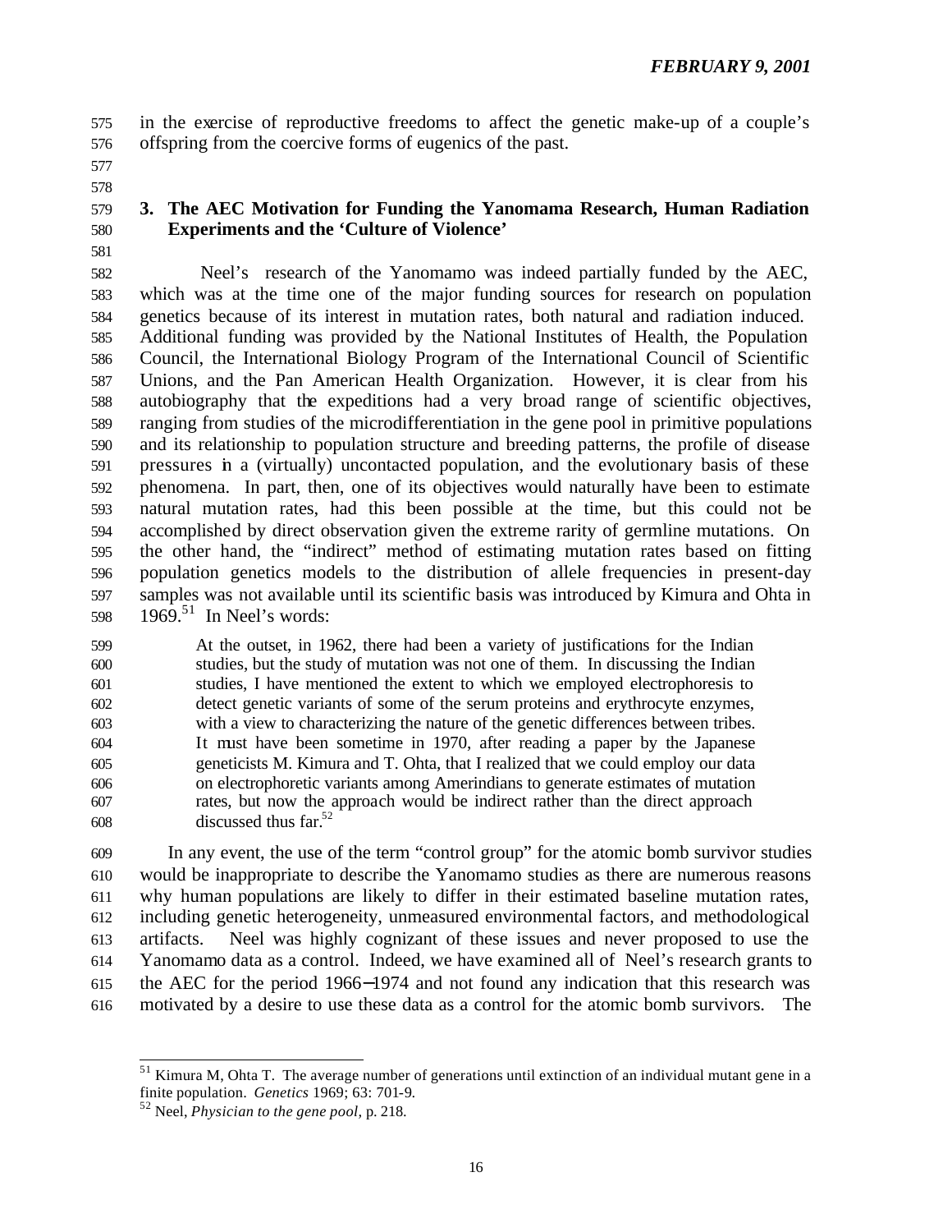in the exercise of reproductive freedoms to affect the genetic make-up of a couple's offspring from the coercive forms of eugenics of the past.

## 3. The AEC Motivation for Funding the Yanomama Research, Human Radiation Experiments and the 'Culture of Violence'

Neel's research of the Yanomamo was indeed partially funded by the AEC, which was at the time one of the major funding sources for research on population genetics because of its interest in mutation rates, both natural and radiation induced. Additional funding was provided by the National Institutes of Health, the Population Council, the International Biology Program of the International Council of Scientific Unions, and the Pan American Health Organization. However, it is clear from his autobiography that the expeditions had a very broad range of scientific objectives, ranging from studies of the microdifferentiation in the gene pool in primitive populations and its relationship to population structure and breeding patterns, the profile of disease pressures in a (virtually) uncontacted population, and the evolutionary basis of these phenomena. In part, then, one of its objectives would naturally have been to estimate natural mutation rates, had this been possible at the time, but this could not be accomplished by direct observation given the extreme rarity of germline mutations. On the other hand, the "indirect" method of estimating mutation rates based on fitting population genetics models to the distribution of allele frequencies in present-day samples was not available until its scientific basis was introduced by Kimura and Ohta in 1969.[51] In Neel's words:

> At the outset, in 1962, there had been a variety of justifications for the Indian studies, but the study of mutation was not one of them. In discussing the Indian studies, I have mentioned the extent to which we employed electrophoresis to detect genetic variants of some of the serum proteins and erythrocyte enzymes, with a view to characterizing the nature of the genetic differences between tribes. It must have been sometime in 1970, after reading a paper by the Japanese geneticists M. Kimura and T. Ohta, that I realized that we could employ our data on electrophoretic variants among Amerindians to generate estimates of mutation rates, but now the approach would be indirect rather than the direct approach discussed thus far.[52]

In any event, the use of the term "control group" for the atomic bomb survivor studies would be inappropriate to describe the Yanomamo studies as there are numerous reasons why human populations are likely to differ in their estimated baseline mutation rates, including genetic heterogeneity, unmeasured environmental factors, and methodological artifacts. Neel was highly cognizant of these issues and never proposed to use the Yanomamo data as a control. Indeed, we have examined all of Neel's research grants to the AEC for the period 1966–1974 and not found any indication that this research was motivated by a desire to use these data as a control for the atomic bomb survivors. The

---

[51] Kimura M, Ohta T. The average number of generations until extinction of an individual mutant gene in a finite population. *Genetics* 1969; 63: 701-9.

[52] Neel, *Physician to the gene pool*, p. 218.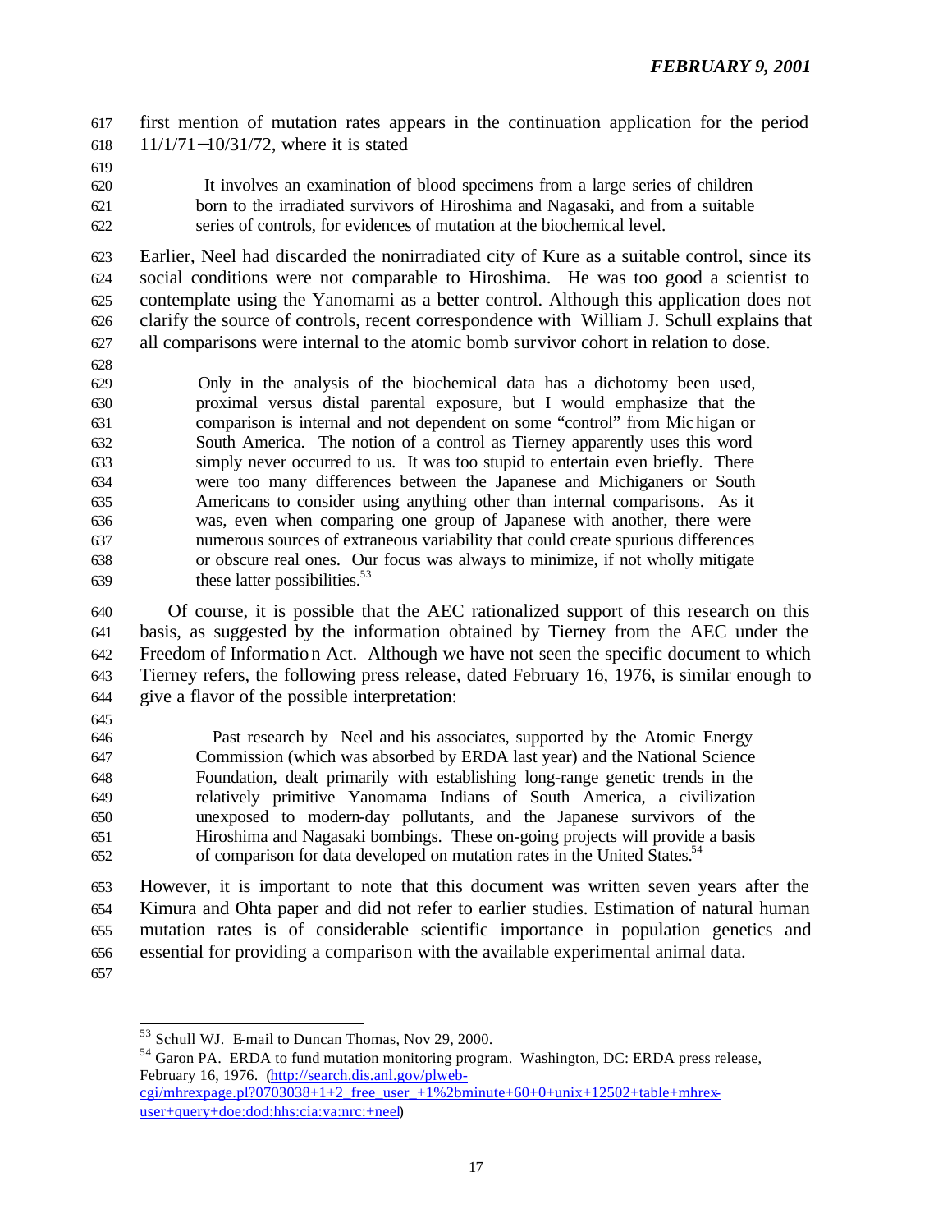first mention of mutation rates appears in the continuation application for the period 11/1/71–10/31/72, where it is stated

> It involves an examination of blood specimens from a large series of children born to the irradiated survivors of Hiroshima and Nagasaki, and from a suitable series of controls, for evidences of mutation at the biochemical level.

Earlier, Neel had discarded the nonirradiated city of Kure as a suitable control, since its social conditions were not comparable to Hiroshima. He was too good a scientist to contemplate using the Yanomami as a better control. Although this application does not clarify the source of controls, recent correspondence with William J. Schull explains that all comparisons were internal to the atomic bomb survivor cohort in relation to dose.

> Only in the analysis of the biochemical data has a dichotomy been used, proximal versus distal parental exposure, but I would emphasize that the comparison is internal and not dependent on some "control" from Michigan or South America. The notion of a control as Tierney apparently uses this word simply never occurred to us. It was too stupid to entertain even briefly. There were too many differences between the Japanese and Michiganers or South Americans to consider using anything other than internal comparisons. As it was, even when comparing one group of Japanese with another, there were numerous sources of extraneous variability that could create spurious differences or obscure real ones. Our focus was always to minimize, if not wholly mitigate these latter possibilities.[53]

Of course, it is possible that the AEC rationalized support of this research on this basis, as suggested by the information obtained by Tierney from the AEC under the Freedom of Information Act. Although we have not seen the specific document to which Tierney refers, the following press release, dated February 16, 1976, is similar enough to give a flavor of the possible interpretation:

> Past research by Neel and his associates, supported by the Atomic Energy Commission (which was absorbed by ERDA last year) and the National Science Foundation, dealt primarily with establishing long-range genetic trends in the relatively primitive Yanomama Indians of South America, a civilization unexposed to modern-day pollutants, and the Japanese survivors of the Hiroshima and Nagasaki bombings. These on-going projects will provide a basis of comparison for data developed on mutation rates in the United States.[54]

However, it is important to note that this document was written seven years after the Kimura and Ohta paper and did not refer to earlier studies. Estimation of natural human mutation rates is of considerable scientific importance in population genetics and essential for providing a comparison with the available experimental animal data.

---

[53] Schull WJ. E-mail to Duncan Thomas, Nov 29, 2000.

[54] Garon PA. ERDA to fund mutation monitoring program. Washington, DC: ERDA press release, February 16, 1976. (http://search.dis.anl.gov/plweb-cgi/mhrexpage.pl?0703038+1+2_free_user_+1%2bminute+60+0+unix+12502+table+mhrex-user+query+doe:dod:hhs:cia:va:nrc:+neel)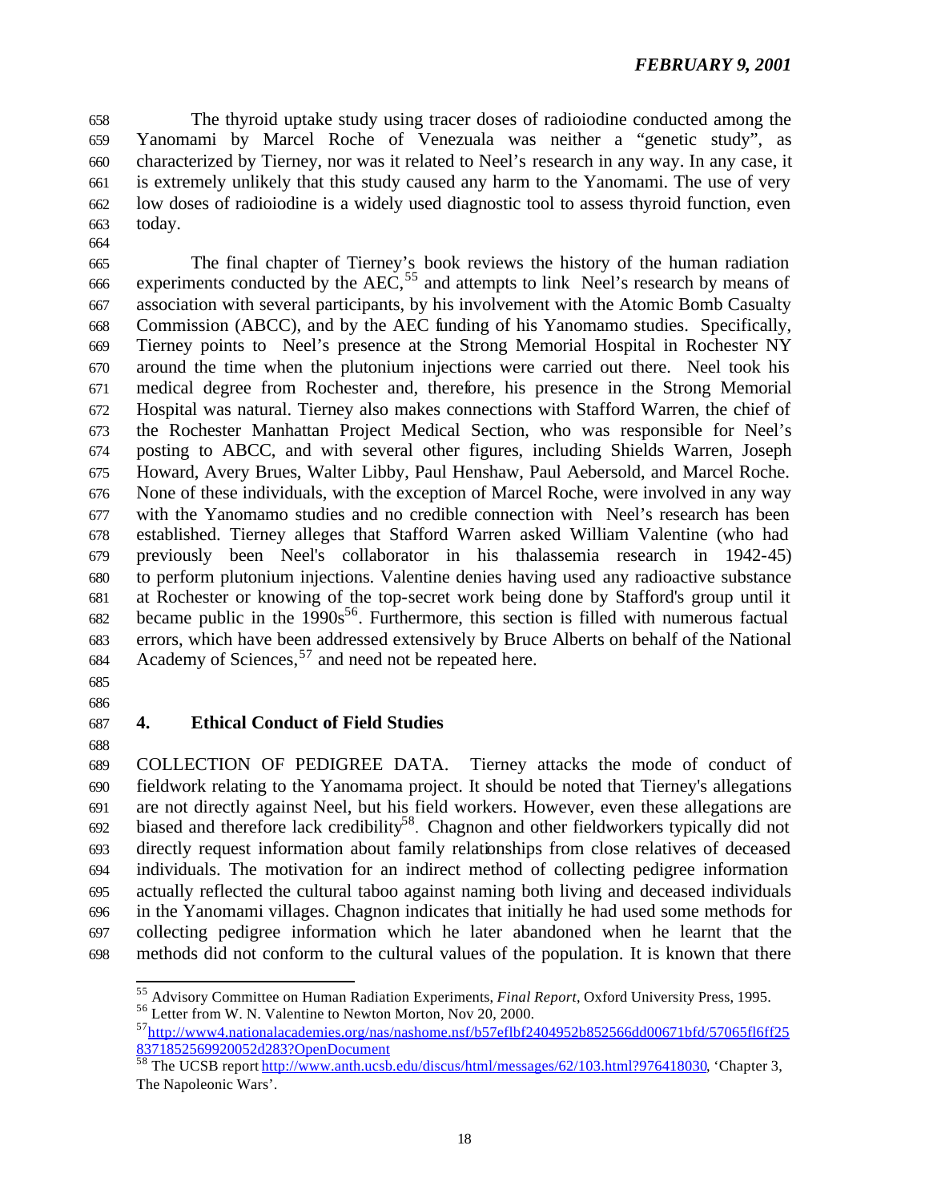The thyroid uptake study using tracer doses of radioiodine conducted among the Yanomami by Marcel Roche of Venezuala was neither a "genetic study", as characterized by Tierney, nor was it related to Neel's research in any way. In any case, it is extremely unlikely that this study caused any harm to the Yanomami. The use of very low doses of radioiodine is a widely used diagnostic tool to assess thyroid function, even today.

The final chapter of Tierney's book reviews the history of the human radiation experiments conducted by the AEC,[55] and attempts to link Neel's research by means of association with several participants, by his involvement with the Atomic Bomb Casualty Commission (ABCC), and by the AEC funding of his Yanomamo studies. Specifically, Tierney points to Neel's presence at the Strong Memorial Hospital in Rochester NY around the time when the plutonium injections were carried out there. Neel took his medical degree from Rochester and, therefore, his presence in the Strong Memorial Hospital was natural. Tierney also makes connections with Stafford Warren, the chief of the Rochester Manhattan Project Medical Section, who was responsible for Neel's posting to ABCC, and with several other figures, including Shields Warren, Joseph Howard, Avery Brues, Walter Libby, Paul Henshaw, Paul Aebersold, and Marcel Roche. None of these individuals, with the exception of Marcel Roche, were involved in any way with the Yanomamo studies and no credible connection with Neel's research has been established. Tierney alleges that Stafford Warren asked William Valentine (who had previously been Neel's collaborator in his thalassemia research in 1942-45) to perform plutonium injections. Valentine denies having used any radioactive substance at Rochester or knowing of the top-secret work being done by Stafford's group until it became public in the 1990s[56]. Furthermore, this section is filled with numerous factual errors, which have been addressed extensively by Bruce Alberts on behalf of the National Academy of Sciences,[57] and need not be repeated here.

## 4. Ethical Conduct of Field Studies

COLLECTION OF PEDIGREE DATA. Tierney attacks the mode of conduct of fieldwork relating to the Yanomama project. It should be noted that Tierney's allegations are not directly against Neel, but his field workers. However, even these allegations are biased and therefore lack credibility[58]. Chagnon and other fieldworkers typically did not directly request information about family relationships from close relatives of deceased individuals. The motivation for an indirect method of collecting pedigree information actually reflected the cultural taboo against naming both living and deceased individuals in the Yanomami villages. Chagnon indicates that initially he had used some methods for collecting pedigree information which he later abandoned when he learnt that the methods did not conform to the cultural values of the population. It is known that there

---

[55] Advisory Committee on Human Radiation Experiments, *Final Report*, Oxford University Press, 1995.

[56] Letter from W. N. Valentine to Newton Morton, Nov 20, 2000.

[57] http://www4.nationalacademies.org/nas/nashome.nsf/b57eflbf2404952b852566dd00671bfd/57065fl6ff258371852569920052d283?OpenDocument

[58] The UCSB report http://www.anth.ucsb.edu/discus/html/messages/62/103.html?976418030, 'Chapter 3, The Napoleonic Wars'.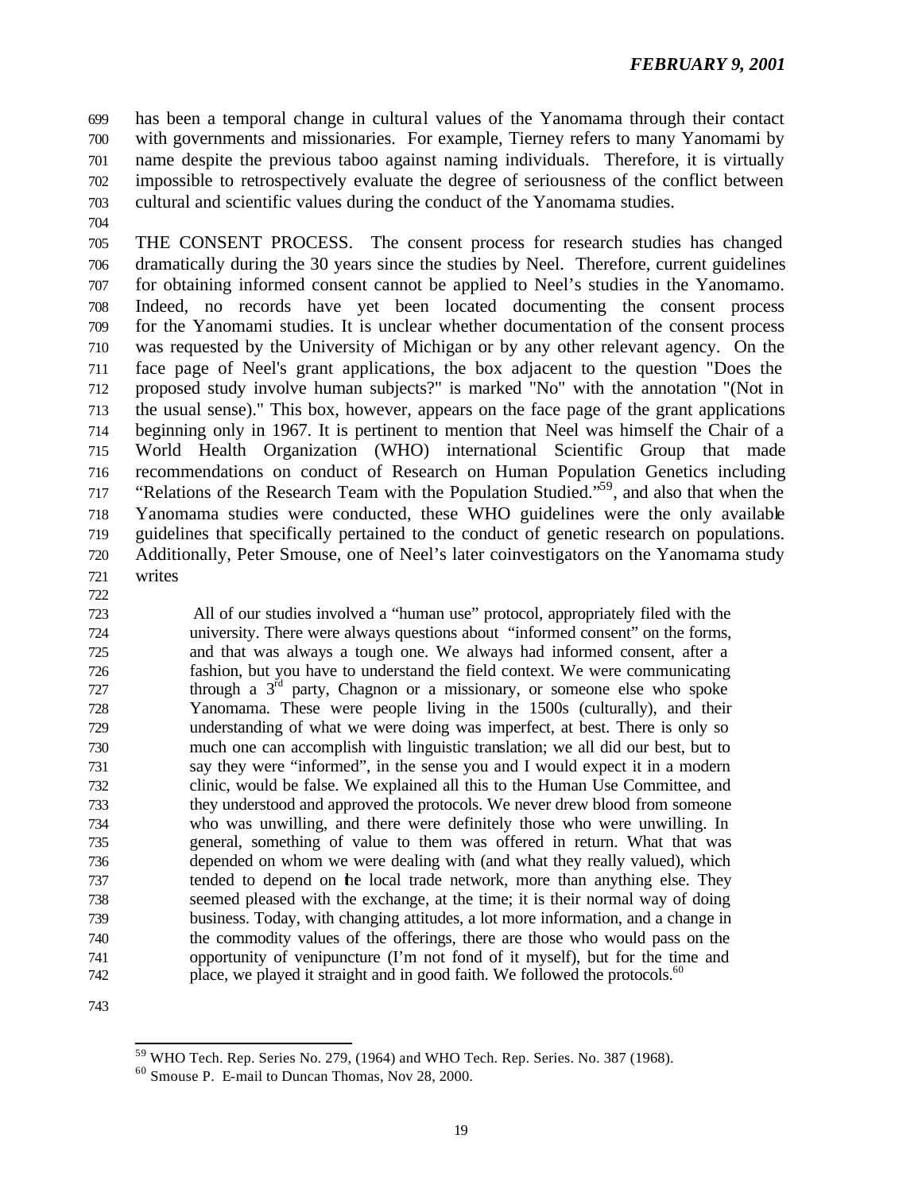has been a temporal change in cultural values of the Yanomama through their contact with governments and missionaries. For example, Tierney refers to many Yanomami by name despite the previous taboo against naming individuals. Therefore, it is virtually impossible to retrospectively evaluate the degree of seriousness of the conflict between cultural and scientific values during the conduct of the Yanomama studies.

THE CONSENT PROCESS. The consent process for research studies has changed dramatically during the 30 years since the studies by Neel. Therefore, current guidelines for obtaining informed consent cannot be applied to Neel's studies in the Yanomamo. Indeed, no records have yet been located documenting the consent process for the Yanomami studies. It is unclear whether documentation of the consent process was requested by the University of Michigan or by any other relevant agency. On the face page of Neel's grant applications, the box adjacent to the question "Does the proposed study involve human subjects?" is marked "No" with the annotation "(Not in the usual sense)." This box, however, appears on the face page of the grant applications beginning only in 1967. It is pertinent to mention that Neel was himself the Chair of a World Health Organization (WHO) international Scientific Group that made recommendations on conduct of Research on Human Population Genetics including "Relations of the Research Team with the Population Studied."[59], and also that when the Yanomama studies were conducted, these WHO guidelines were the only available guidelines that specifically pertained to the conduct of genetic research on populations. Additionally, Peter Smouse, one of Neel's later coinvestigators on the Yanomama study writes

> All of our studies involved a "human use" protocol, appropriately filed with the university. There were always questions about "informed consent" on the forms, and that was always a tough one. We always had informed consent, after a fashion, but you have to understand the field context. We were communicating through a 3rd party, Chagnon or a missionary, or someone else who spoke Yanomama. These were people living in the 1500s (culturally), and their understanding of what we were doing was imperfect, at best. There is only so much one can accomplish with linguistic translation; we all did our best, but to say they were "informed", in the sense you and I would expect it in a modern clinic, would be false. We explained all this to the Human Use Committee, and they understood and approved the protocols. We never drew blood from someone who was unwilling, and there were definitely those who were unwilling. In general, something of value to them was offered in return. What that was depended on whom we were dealing with (and what they really valued), which tended to depend on the local trade network, more than anything else. They seemed pleased with the exchange, at the time; it is their normal way of doing business. Today, with changing attitudes, a lot more information, and a change in the commodity values of the offerings, there are those who would pass on the opportunity of venipuncture (I'm not fond of it myself), but for the time and place, we played it straight and in good faith. We followed the protocols.[60]

---

[59] WHO Tech. Rep. Series No. 279, (1964) and WHO Tech. Rep. Series. No. 387 (1968).

[60] Smouse P. E-mail to Duncan Thomas, Nov 28, 2000.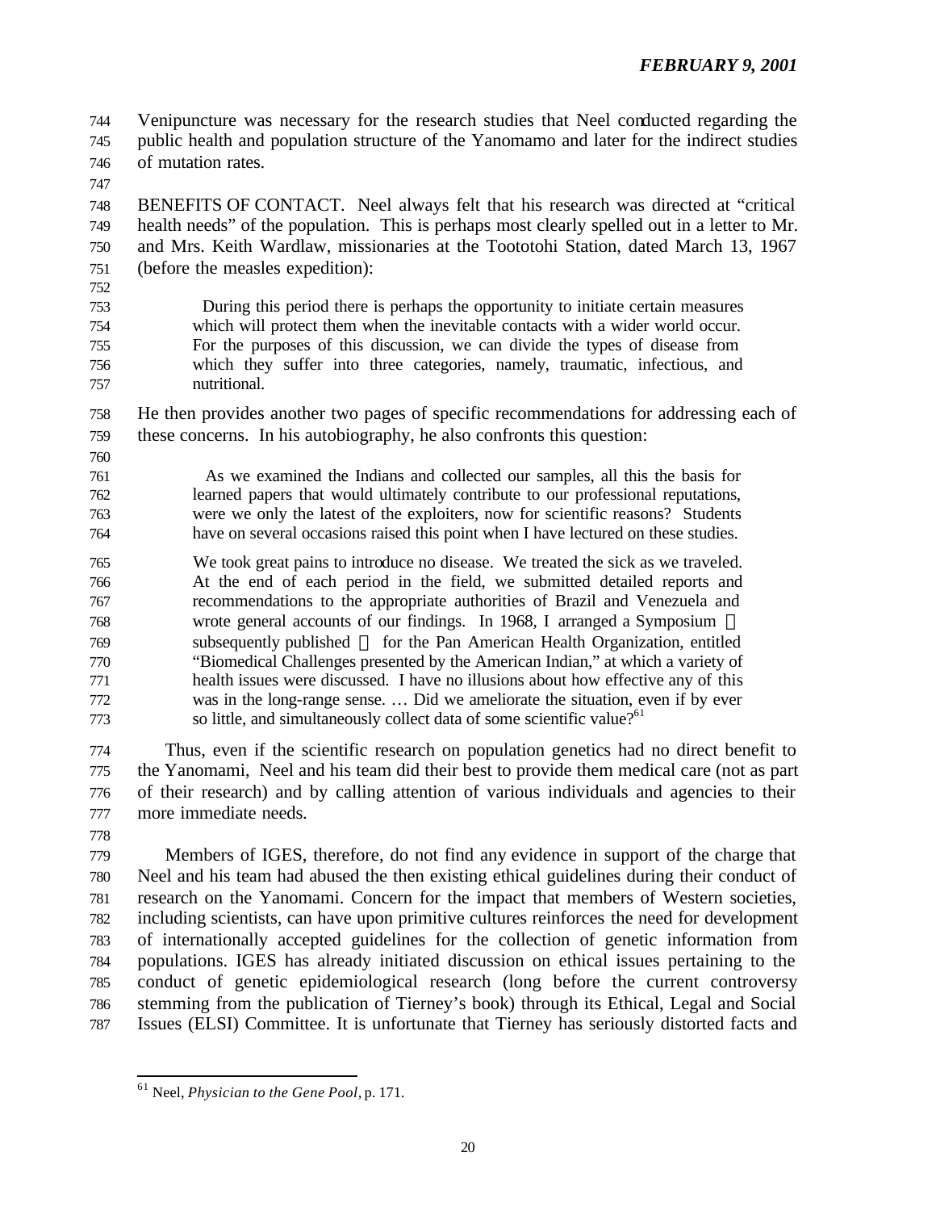Venipuncture was necessary for the research studies that Neel conducted regarding the public health and population structure of the Yanomamo and later for the indirect studies of mutation rates.

BENEFITS OF CONTACT. Neel always felt that his research was directed at "critical health needs" of the population. This is perhaps most clearly spelled out in a letter to Mr. and Mrs. Keith Wardlaw, missionaries at the Toototohi Station, dated March 13, 1967 (before the measles expedition):

> During this period there is perhaps the opportunity to initiate certain measures which will protect them when the inevitable contacts with a wider world occur. For the purposes of this discussion, we can divide the types of disease from which they suffer into three categories, namely, traumatic, infectious, and nutritional.

He then provides another two pages of specific recommendations for addressing each of these concerns. In his autobiography, he also confronts this question:

> As we examined the Indians and collected our samples, all this the basis for learned papers that would ultimately contribute to our professional reputations, were we only the latest of the exploiters, now for scientific reasons? Students have on several occasions raised this point when I have lectured on these studies.
>
> We took great pains to introduce no disease. We treated the sick as we traveled. At the end of each period in the field, we submitted detailed reports and recommendations to the appropriate authorities of Brazil and Venezuela and wrote general accounts of our findings. In 1968, I arranged a Symposium — subsequently published — for the Pan American Health Organization, entitled "Biomedical Challenges presented by the American Indian," at which a variety of health issues were discussed. I have no illusions about how effective any of this was in the long-range sense. … Did we ameliorate the situation, even if by ever so little, and simultaneously collect data of some scientific value?[61]

Thus, even if the scientific research on population genetics had no direct benefit to the Yanomami, Neel and his team did their best to provide them medical care (not as part of their research) and by calling attention of various individuals and agencies to their more immediate needs.

Members of IGES, therefore, do not find any evidence in support of the charge that Neel and his team had abused the then existing ethical guidelines during their conduct of research on the Yanomami. Concern for the impact that members of Western societies, including scientists, can have upon primitive cultures reinforces the need for development of internationally accepted guidelines for the collection of genetic information from populations. IGES has already initiated discussion on ethical issues pertaining to the conduct of genetic epidemiological research (long before the current controversy stemming from the publication of Tierney's book) through its Ethical, Legal and Social Issues (ELSI) Committee. It is unfortunate that Tierney has seriously distorted facts and

---

[61] Neel, *Physician to the Gene Pool*, p. 171.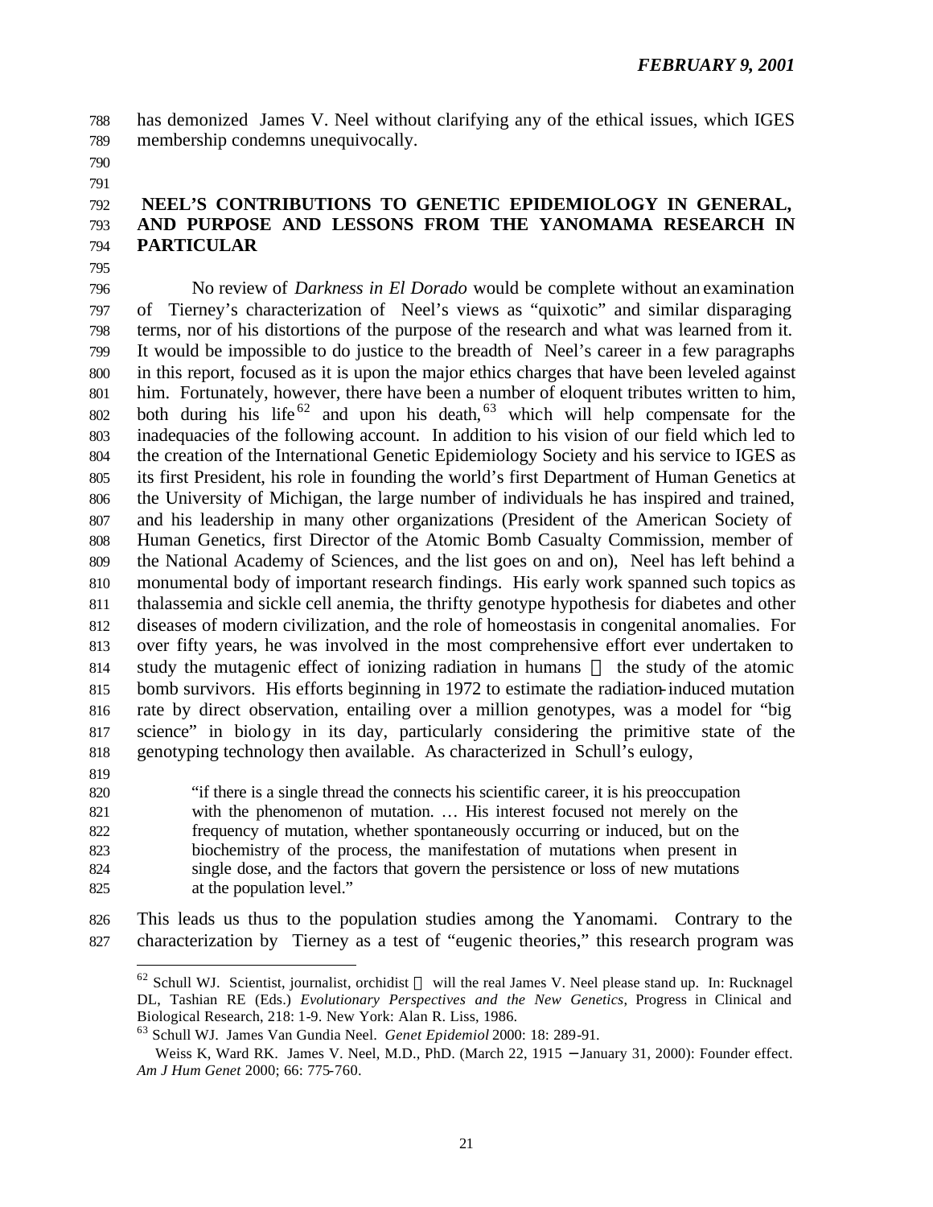has demonized James V. Neel without clarifying any of the ethical issues, which IGES membership condemns unequivocally.

## NEEL'S CONTRIBUTIONS TO GENETIC EPIDEMIOLOGY IN GENERAL, AND PURPOSE AND LESSONS FROM THE YANOMAMA RESEARCH IN PARTICULAR

No review of *Darkness in El Dorado* would be complete without an examination of Tierney's characterization of Neel's views as "quixotic" and similar disparaging terms, nor of his distortions of the purpose of the research and what was learned from it. It would be impossible to do justice to the breadth of Neel's career in a few paragraphs in this report, focused as it is upon the major ethics charges that have been leveled against him. Fortunately, however, there have been a number of eloquent tributes written to him, both during his life[62] and upon his death,[63] which will help compensate for the inadequacies of the following account. In addition to his vision of our field which led to the creation of the International Genetic Epidemiology Society and his service to IGES as its first President, his role in founding the world's first Department of Human Genetics at the University of Michigan, the large number of individuals he has inspired and trained, and his leadership in many other organizations (President of the American Society of Human Genetics, first Director of the Atomic Bomb Casualty Commission, member of the National Academy of Sciences, and the list goes on and on), Neel has left behind a monumental body of important research findings. His early work spanned such topics as thalassemia and sickle cell anemia, the thrifty genotype hypothesis for diabetes and other diseases of modern civilization, and the role of homeostasis in congenital anomalies. For over fifty years, he was involved in the most comprehensive effort ever undertaken to study the mutagenic effect of ionizing radiation in humans — the study of the atomic bomb survivors. His efforts beginning in 1972 to estimate the radiation-induced mutation rate by direct observation, entailing over a million genotypes, was a model for "big science" in biology in its day, particularly considering the primitive state of the genotyping technology then available. As characterized in Schull's eulogy,

> "if there is a single thread the connects his scientific career, it is his preoccupation with the phenomenon of mutation. … His interest focused not merely on the frequency of mutation, whether spontaneously occurring or induced, but on the biochemistry of the process, the manifestation of mutations when present in single dose, and the factors that govern the persistence or loss of new mutations at the population level."

This leads us thus to the population studies among the Yanomami. Contrary to the characterization by Tierney as a test of "eugenic theories," this research program was

---

[62] Schull WJ. Scientist, journalist, orchidist — will the real James V. Neel please stand up. In: Rucknagel DL, Tashian RE (Eds.) *Evolutionary Perspectives and the New Genetics*, Progress in Clinical and Biological Research, 218: 1-9. New York: Alan R. Liss, 1986.

[63] Schull WJ. James Van Gundia Neel. *Genet Epidemiol* 2000: 18: 289-91.

Weiss K, Ward RK. James V. Neel, M.D., PhD. (March 22, 1915 – January 31, 2000): Founder effect. *Am J Hum Genet* 2000; 66: 775-760.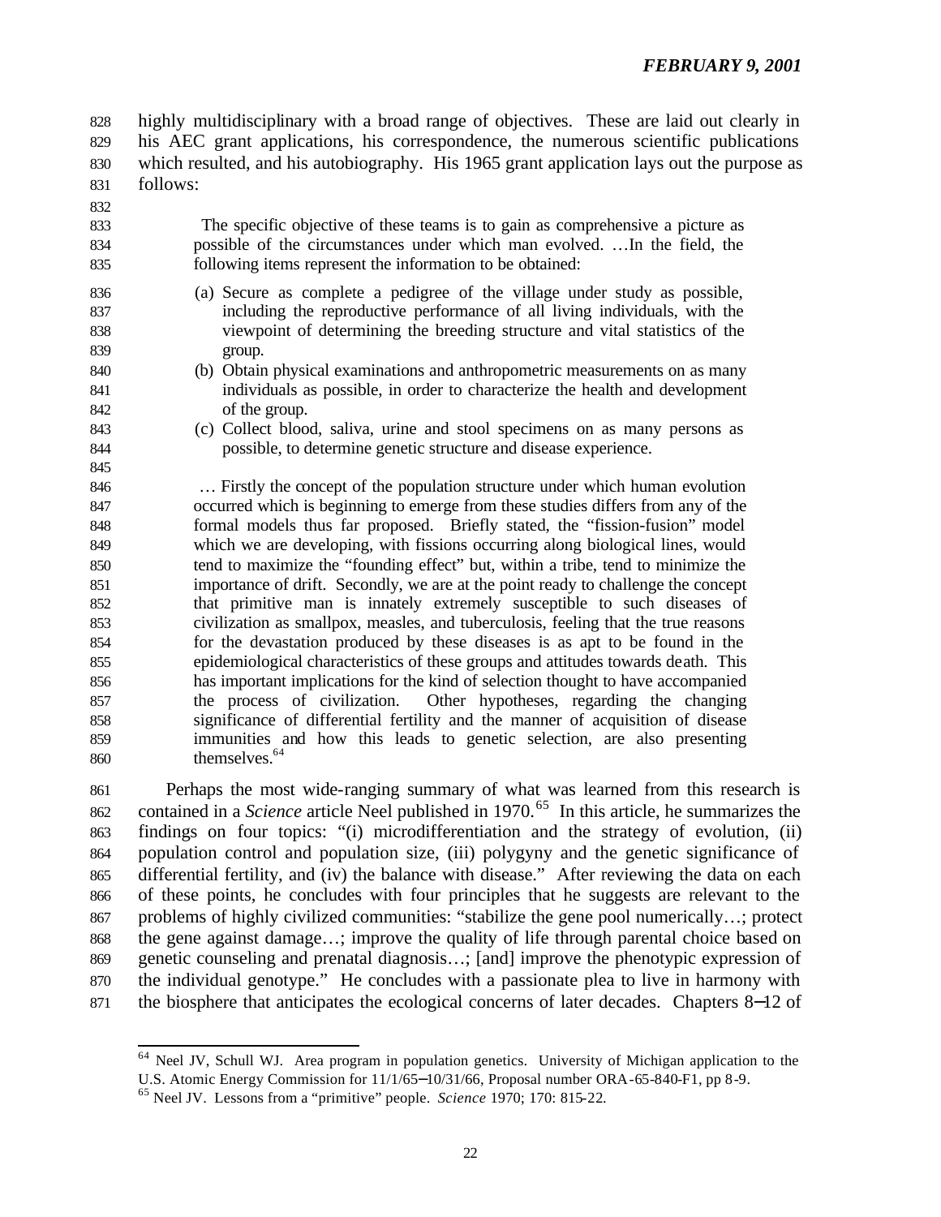highly multidisciplinary with a broad range of objectives. These are laid out clearly in his AEC grant applications, his correspondence, the numerous scientific publications which resulted, and his autobiography. His 1965 grant application lays out the purpose as follows:

> The specific objective of these teams is to gain as comprehensive a picture as possible of the circumstances under which man evolved. …In the field, the following items represent the information to be obtained:
>
> (a) Secure as complete a pedigree of the village under study as possible, including the reproductive performance of all living individuals, with the viewpoint of determining the breeding structure and vital statistics of the group.
> (b) Obtain physical examinations and anthropometric measurements on as many individuals as possible, in order to characterize the health and development of the group.
> (c) Collect blood, saliva, urine and stool specimens on as many persons as possible, to determine genetic structure and disease experience.
>
> … Firstly the concept of the population structure under which human evolution occurred which is beginning to emerge from these studies differs from any of the formal models thus far proposed. Briefly stated, the "fission-fusion" model which we are developing, with fissions occurring along biological lines, would tend to maximize the "founding effect" but, within a tribe, tend to minimize the importance of drift. Secondly, we are at the point ready to challenge the concept that primitive man is innately extremely susceptible to such diseases of civilization as smallpox, measles, and tuberculosis, feeling that the true reasons for the devastation produced by these diseases is as apt to be found in the epidemiological characteristics of these groups and attitudes towards death. This has important implications for the kind of selection thought to have accompanied the process of civilization. Other hypotheses, regarding the changing significance of differential fertility and the manner of acquisition of disease immunities and how this leads to genetic selection, are also presenting themselves.[64]

Perhaps the most wide-ranging summary of what was learned from this research is contained in a *Science* article Neel published in 1970.[65] In this article, he summarizes the findings on four topics: "(i) microdifferentiation and the strategy of evolution, (ii) population control and population size, (iii) polygyny and the genetic significance of differential fertility, and (iv) the balance with disease." After reviewing the data on each of these points, he concludes with four principles that he suggests are relevant to the problems of highly civilized communities: "stabilize the gene pool numerically…; protect the gene against damage…; improve the quality of life through parental choice based on genetic counseling and prenatal diagnosis…; [and] improve the phenotypic expression of the individual genotype." He concludes with a passionate plea to live in harmony with the biosphere that anticipates the ecological concerns of later decades. Chapters 8–12 of

---

[64] Neel JV, Schull WJ. Area program in population genetics. University of Michigan application to the U.S. Atomic Energy Commission for 11/1/65–10/31/66, Proposal number ORA-65-840-F1, pp 8-9.

[65] Neel JV. Lessons from a "primitive" people. *Science* 1970; 170: 815-22.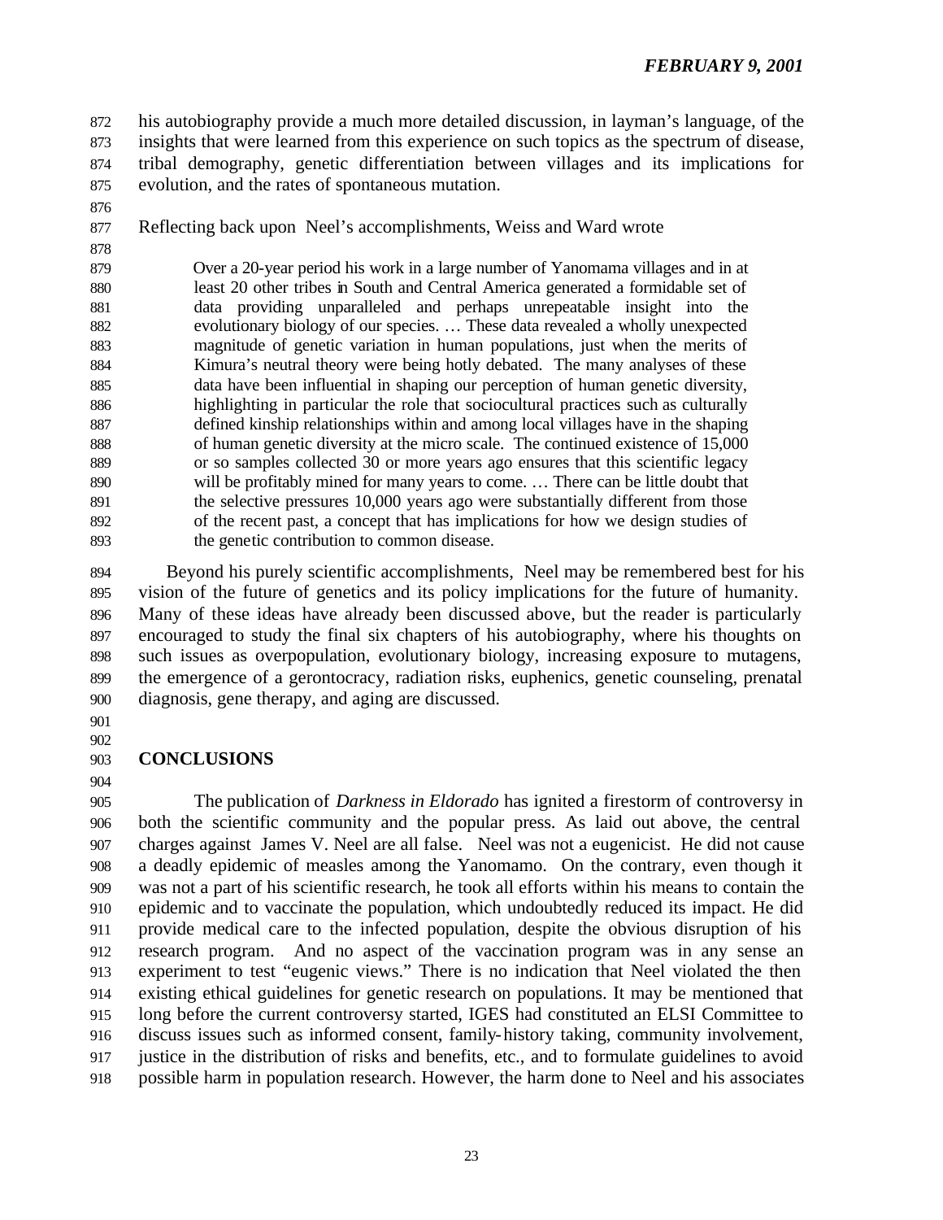his autobiography provide a much more detailed discussion, in layman's language, of the insights that were learned from this experience on such topics as the spectrum of disease, tribal demography, genetic differentiation between villages and its implications for evolution, and the rates of spontaneous mutation.

Reflecting back upon Neel's accomplishments, Weiss and Ward wrote

> Over a 20-year period his work in a large number of Yanomama villages and in at least 20 other tribes in South and Central America generated a formidable set of data providing unparalleled and perhaps unrepeatable insight into the evolutionary biology of our species. … These data revealed a wholly unexpected magnitude of genetic variation in human populations, just when the merits of Kimura's neutral theory were being hotly debated. The many analyses of these data have been influential in shaping our perception of human genetic diversity, highlighting in particular the role that sociocultural practices such as culturally defined kinship relationships within and among local villages have in the shaping of human genetic diversity at the micro scale. The continued existence of 15,000 or so samples collected 30 or more years ago ensures that this scientific legacy will be profitably mined for many years to come. … There can be little doubt that the selective pressures 10,000 years ago were substantially different from those of the recent past, a concept that has implications for how we design studies of the genetic contribution to common disease.

Beyond his purely scientific accomplishments, Neel may be remembered best for his vision of the future of genetics and its policy implications for the future of humanity. Many of these ideas have already been discussed above, but the reader is particularly encouraged to study the final six chapters of his autobiography, where his thoughts on such issues as overpopulation, evolutionary biology, increasing exposure to mutagens, the emergence of a gerontocracy, radiation risks, euphenics, genetic counseling, prenatal diagnosis, gene therapy, and aging are discussed.

## CONCLUSIONS

The publication of *Darkness in Eldorado* has ignited a firestorm of controversy in both the scientific community and the popular press. As laid out above, the central charges against James V. Neel are all false. Neel was not a eugenicist. He did not cause a deadly epidemic of measles among the Yanomamo. On the contrary, even though it was not a part of his scientific research, he took all efforts within his means to contain the epidemic and to vaccinate the population, which undoubtedly reduced its impact. He did provide medical care to the infected population, despite the obvious disruption of his research program. And no aspect of the vaccination program was in any sense an experiment to test "eugenic views." There is no indication that Neel violated the then existing ethical guidelines for genetic research on populations. It may be mentioned that long before the current controversy started, IGES had constituted an ELSI Committee to discuss issues such as informed consent, family-history taking, community involvement, justice in the distribution of risks and benefits, etc., and to formulate guidelines to avoid possible harm in population research. However, the harm done to Neel and his associates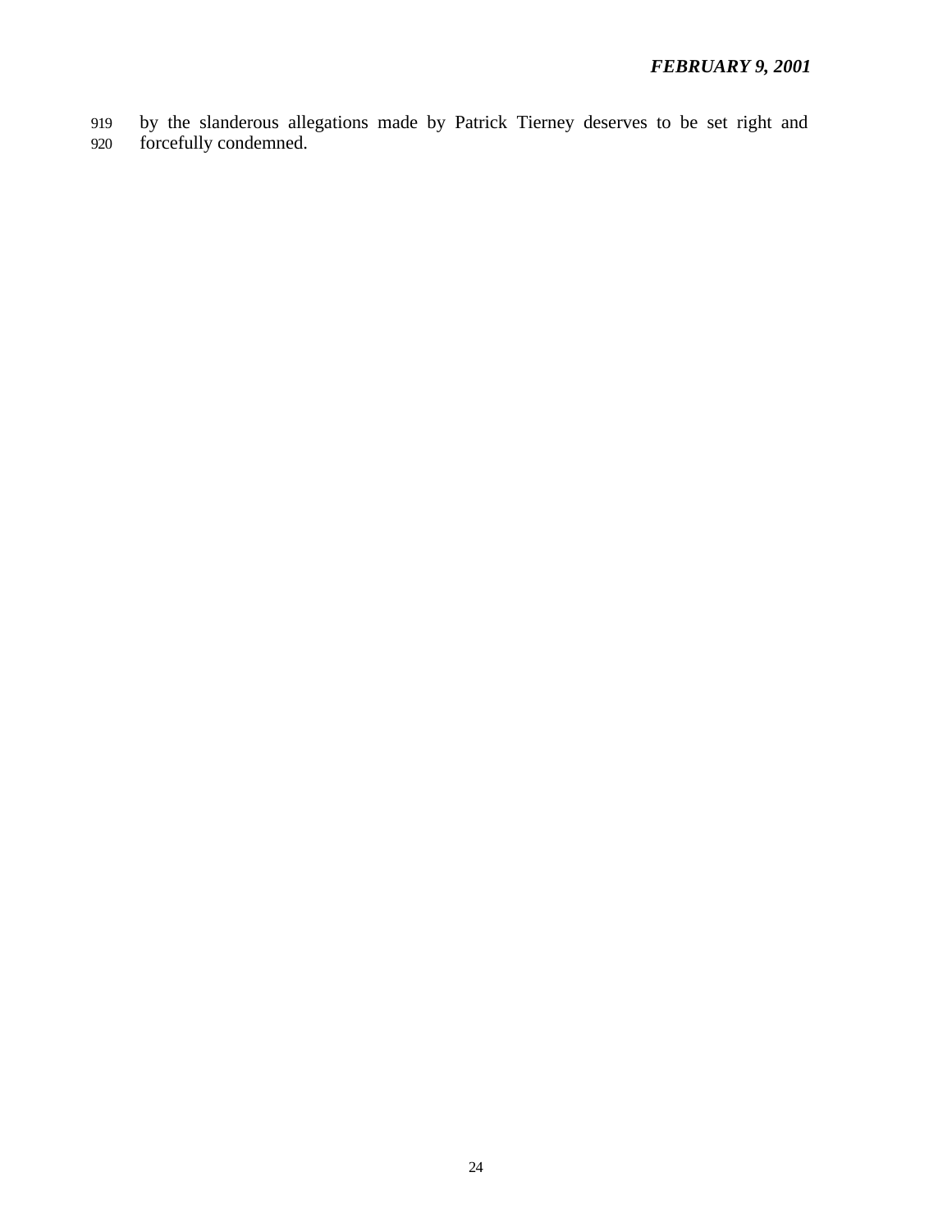by the slanderous allegations made by Patrick Tierney deserves to be set right and forcefully condemned.